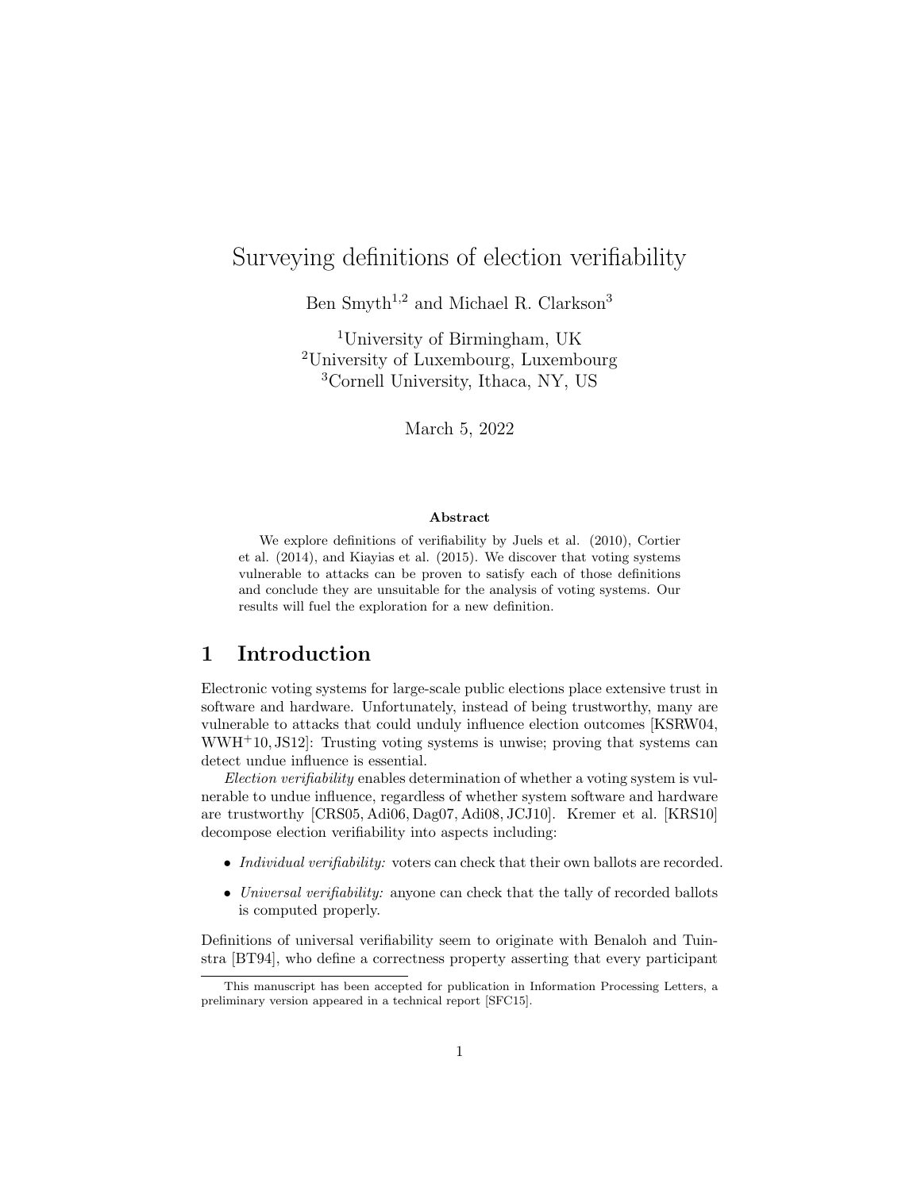# Surveying definitions of election verifiability

Ben Smyth[1,2] and Michael R. Clarkson[3]

[1]University of Birmingham, UK
[2]University of Luxembourg, Luxembourg
[3]Cornell University, Ithaca, NY, US

March 5, 2022

### Abstract

We explore definitions of verifiability by Juels et al. (2010), Cortier et al. (2014), and Kiayias et al. (2015). We discover that voting systems vulnerable to attacks can be proven to satisfy each of those definitions and conclude they are unsuitable for the analysis of voting systems. Our results will fuel the exploration for a new definition.

## 1 Introduction

Electronic voting systems for large-scale public elections place extensive trust in software and hardware. Unfortunately, instead of being trustworthy, many are vulnerable to attacks that could unduly influence election outcomes [KSRW04, WWH+10, JS12]: Trusting voting systems is unwise; proving that systems can detect undue influence is essential.

*Election verifiability* enables determination of whether a voting system is vulnerable to undue influence, regardless of whether system software and hardware are trustworthy [CRS05, Adi06, Dag07, Adi08, JCJ10]. Kremer et al. [KRS10] decompose election verifiability into aspects including:

- *Individual verifiability:* voters can check that their own ballots are recorded.
- *Universal verifiability:* anyone can check that the tally of recorded ballots is computed properly.

Definitions of universal verifiability seem to originate with Benaloh and Tuinstra [BT94], who define a correctness property asserting that every participant

This manuscript has been accepted for publication in Information Processing Letters, a preliminary version appeared in a technical report [SFC15].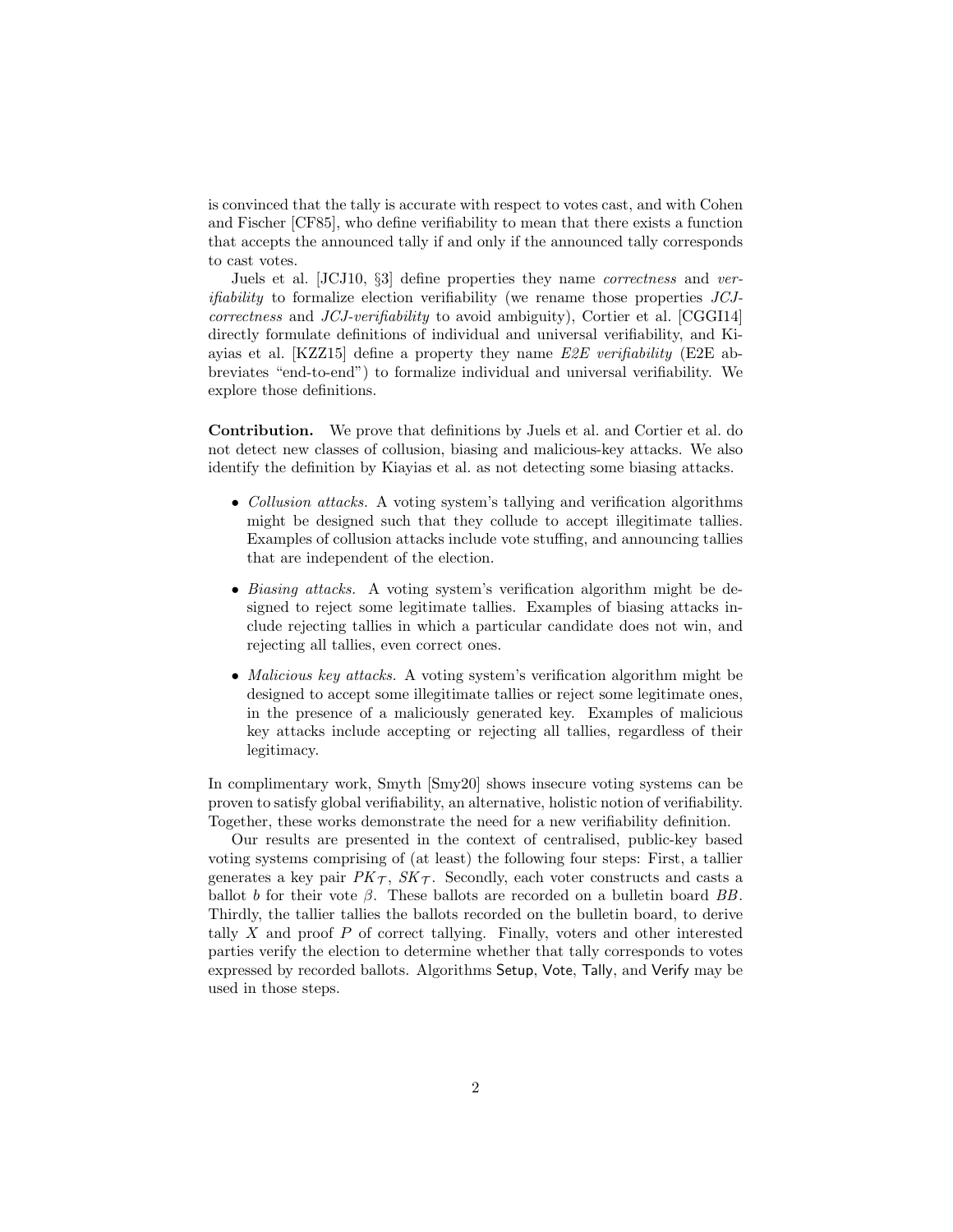is convinced that the tally is accurate with respect to votes cast, and with Cohen and Fischer [CF85], who define verifiability to mean that there exists a function that accepts the announced tally if and only if the announced tally corresponds to cast votes.

Juels et al. [JCJ10, §3] define properties they name *correctness* and *verifiability* to formalize election verifiability (we rename those properties *JCJ-correctness* and *JCJ-verifiability* to avoid ambiguity), Cortier et al. [CGGI14] directly formulate definitions of individual and universal verifiability, and Kiayias et al. [KZZ15] define a property they name *E2E verifiability* (E2E abbreviates "end-to-end") to formalize individual and universal verifiability. We explore those definitions.

**Contribution.** We prove that definitions by Juels et al. and Cortier et al. do not detect new classes of collusion, biasing and malicious-key attacks. We also identify the definition by Kiayias et al. as not detecting some biasing attacks.

- *Collusion attacks.* A voting system's tallying and verification algorithms might be designed such that they collude to accept illegitimate tallies. Examples of collusion attacks include vote stuffing, and announcing tallies that are independent of the election.
- *Biasing attacks.* A voting system's verification algorithm might be designed to reject some legitimate tallies. Examples of biasing attacks include rejecting tallies in which a particular candidate does not win, and rejecting all tallies, even correct ones.
- *Malicious key attacks.* A voting system's verification algorithm might be designed to accept some illegitimate tallies or reject some legitimate ones, in the presence of a maliciously generated key. Examples of malicious key attacks include accepting or rejecting all tallies, regardless of their legitimacy.

In complimentary work, Smyth [Smy20] shows insecure voting systems can be proven to satisfy global verifiability, an alternative, holistic notion of verifiability. Together, these works demonstrate the need for a new verifiability definition.

Our results are presented in the context of centralised, public-key based voting systems comprising of (at least) the following four steps: First, a tallier generates a key pair $PK_{\mathcal{T}}$, $SK_{\mathcal{T}}$. Secondly, each voter constructs and casts a ballot $b$ for their vote $\beta$. These ballots are recorded on a bulletin board $BB$. Thirdly, the tallier tallies the ballots recorded on the bulletin board, to derive tally $X$ and proof $P$ of correct tallying. Finally, voters and other interested parties verify the election to determine whether that tally corresponds to votes expressed by recorded ballots. Algorithms $\mathsf{Setup}$, $\mathsf{Vote}$, $\mathsf{Tally}$, and $\mathsf{Verify}$ may be used in those steps.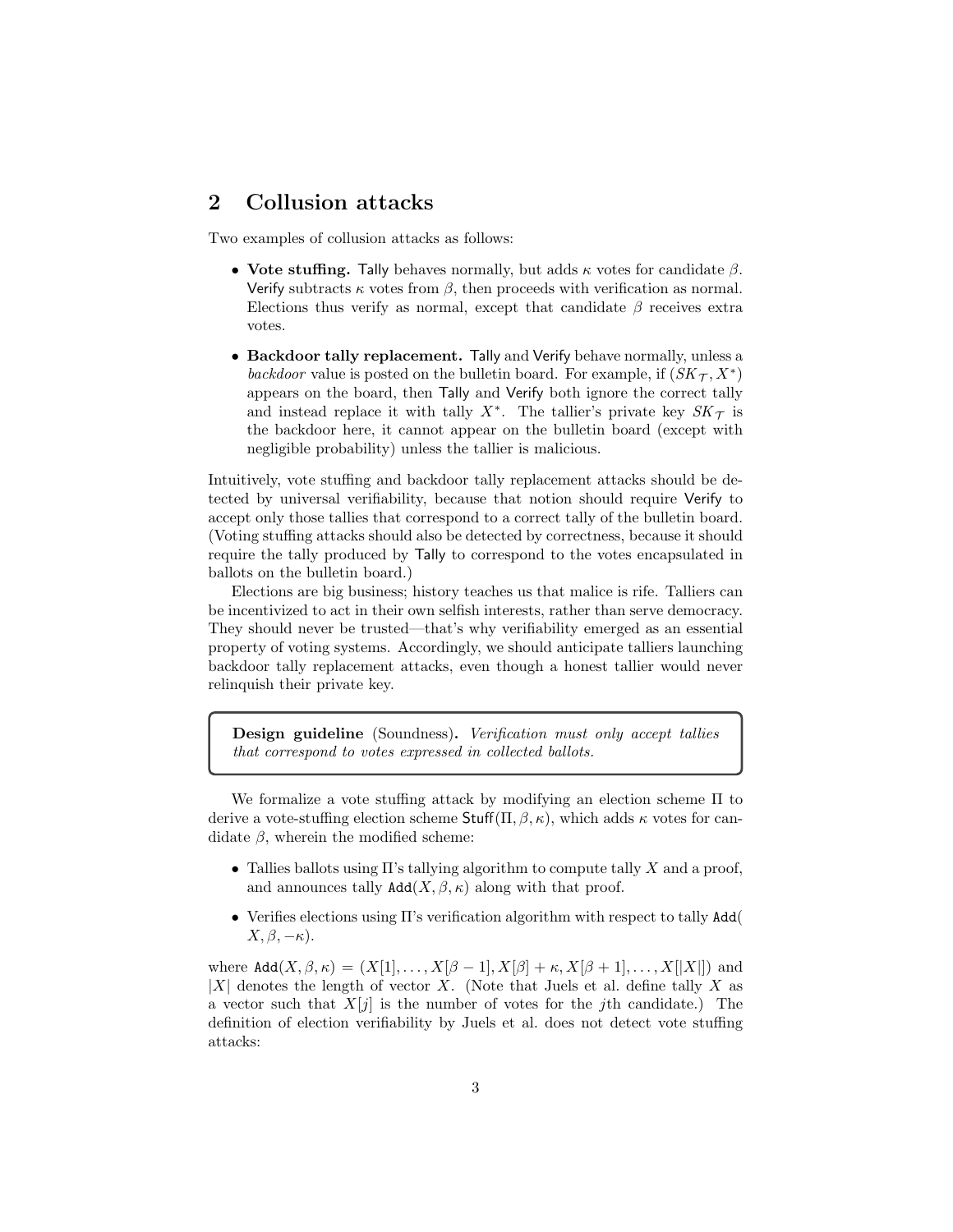## 2 Collusion attacks

Two examples of collusion attacks as follows:

- **Vote stuffing.** Tally behaves normally, but adds $\kappa$ votes for candidate $\beta$. Verify subtracts $\kappa$ votes from $\beta$, then proceeds with verification as normal. Elections thus verify as normal, except that candidate $\beta$ receives extra votes.
- **Backdoor tally replacement.** Tally and Verify behave normally, unless a *backdoor* value is posted on the bulletin board. For example, if $(SK_{\mathcal{T}}, X^*)$ appears on the board, then Tally and Verify both ignore the correct tally and instead replace it with tally $X^*$. The tallier's private key $SK_{\mathcal{T}}$ is the backdoor here, it cannot appear on the bulletin board (except with negligible probability) unless the tallier is malicious.

Intuitively, vote stuffing and backdoor tally replacement attacks should be detected by universal verifiability, because that notion should require Verify to accept only those tallies that correspond to a correct tally of the bulletin board. (Voting stuffing attacks should also be detected by correctness, because it should require the tally produced by Tally to correspond to the votes encapsulated in ballots on the bulletin board.)

Elections are big business; history teaches us that malice is rife. Talliers can be incentivized to act in their own selfish interests, rather than serve democracy. They should never be trusted—that's why verifiability emerged as an essential property of voting systems. Accordingly, we should anticipate talliers launching backdoor tally replacement attacks, even though a honest tallier would never relinquish their private key.

> **Design guideline** (Soundness). *Verification must only accept tallies that correspond to votes expressed in collected ballots.*

We formalize a vote stuffing attack by modifying an election scheme $\Pi$ to derive a vote-stuffing election scheme $\mathsf{Stuff}(\Pi, \beta, \kappa)$, which adds $\kappa$ votes for candidate $\beta$, wherein the modified scheme:

- Tallies ballots using $\Pi$'s tallying algorithm to compute tally $X$ and a proof, and announces tally $\mathtt{Add}(X, \beta, \kappa)$ along with that proof.
- Verifies elections using $\Pi$'s verification algorithm with respect to tally $\mathtt{Add}(X, \beta, -\kappa)$.

where $\mathtt{Add}(X, \beta, \kappa) = (X[1], \ldots, X[\beta - 1], X[\beta] + \kappa, X[\beta + 1], \ldots, X[|X|])$ and $|X|$ denotes the length of vector $X$. (Note that Juels et al. define tally $X$ as a vector such that $X[j]$ is the number of votes for the $j$th candidate.) The definition of election verifiability by Juels et al. does not detect vote stuffing attacks: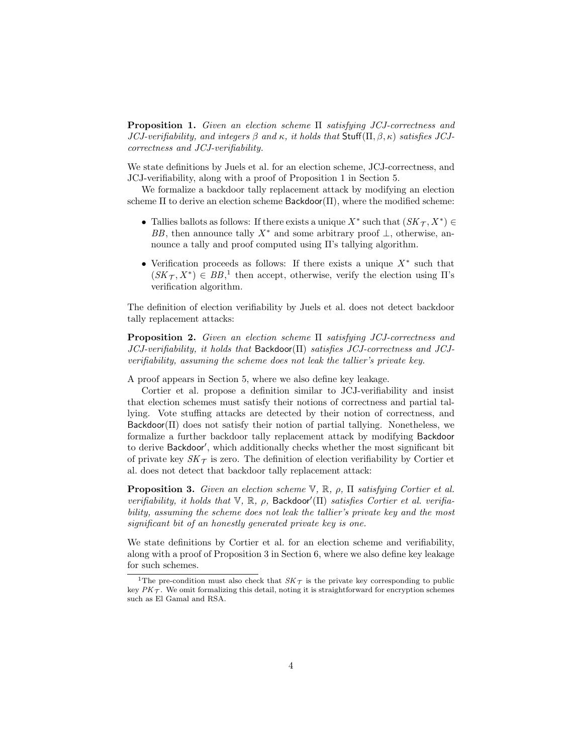**Proposition 1.** *Given an election scheme $\Pi$ satisfying JCJ-correctness and JCJ-verifiability, and integers $\beta$ and $\kappa$, it holds that $\mathsf{Stuff}(\Pi, \beta, \kappa)$ satisfies JCJ-correctness and JCJ-verifiability.*

We state definitions by Juels et al. for an election scheme, JCJ-correctness, and JCJ-verifiability, along with a proof of Proposition 1 in Section 5.

We formalize a backdoor tally replacement attack by modifying an election scheme $\Pi$ to derive an election scheme $\mathsf{Backdoor}(\Pi)$, where the modified scheme:

- Tallies ballots as follows: If there exists a unique $X^*$ such that $(SK_{\mathcal{T}}, X^*) \in BB$, then announce tally $X^*$ and some arbitrary proof $\perp$, otherwise, announce a tally and proof computed using $\Pi$'s tallying algorithm.
- Verification proceeds as follows: If there exists a unique $X^*$ such that $(SK_{\mathcal{T}}, X^*) \in BB$,[1] then accept, otherwise, verify the election using $\Pi$'s verification algorithm.

The definition of election verifiability by Juels et al. does not detect backdoor tally replacement attacks:

**Proposition 2.** *Given an election scheme $\Pi$ satisfying JCJ-correctness and JCJ-verifiability, it holds that $\mathsf{Backdoor}(\Pi)$ satisfies JCJ-correctness and JCJ-verifiability, assuming the scheme does not leak the tallier's private key.*

A proof appears in Section 5, where we also define key leakage.

Cortier et al. propose a definition similar to JCJ-verifiability and insist that election schemes must satisfy their notions of correctness and partial tallying. Vote stuffing attacks are detected by their notion of correctness, and $\mathsf{Backdoor}(\Pi)$ does not satisfy their notion of partial tallying. Nonetheless, we formalize a further backdoor tally replacement attack by modifying $\mathsf{Backdoor}$ to derive $\mathsf{Backdoor}'$, which additionally checks whether the most significant bit of private key $SK_{\mathcal{T}}$ is zero. The definition of election verifiability by Cortier et al. does not detect that backdoor tally replacement attack:

**Proposition 3.** *Given an election scheme $\mathbb{V}$, $\mathbb{R}$, $\rho$, $\Pi$ satisfying Cortier et al. verifiability, it holds that $\mathbb{V}$, $\mathbb{R}$, $\rho$, $\mathsf{Backdoor}'(\Pi)$ satisfies Cortier et al. verifiability, assuming the scheme does not leak the tallier's private key and the most significant bit of an honestly generated private key is one.*

We state definitions by Cortier et al. for an election scheme and verifiability, along with a proof of Proposition 3 in Section 6, where we also define key leakage for such schemes.

---

[1] The pre-condition must also check that $SK_{\mathcal{T}}$ is the private key corresponding to public key $PK_{\mathcal{T}}$. We omit formalizing this detail, noting it is straightforward for encryption schemes such as El Gamal and RSA.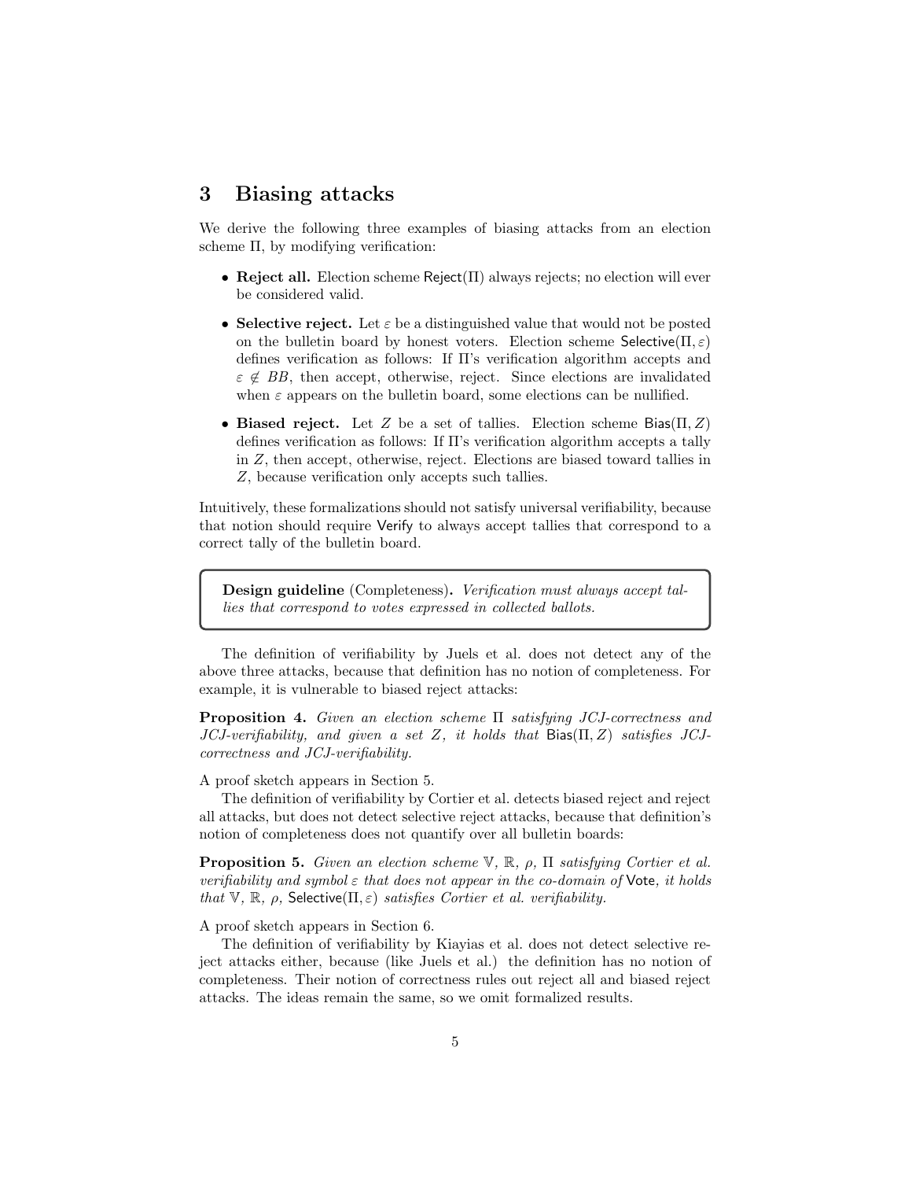## 3 Biasing attacks

We derive the following three examples of biasing attacks from an election scheme $\Pi$, by modifying verification:

- **Reject all.** Election scheme $\mathsf{Reject}(\Pi)$ always rejects; no election will ever be considered valid.
- **Selective reject.** Let $\varepsilon$ be a distinguished value that would not be posted on the bulletin board by honest voters. Election scheme $\mathsf{Selective}(\Pi, \varepsilon)$ defines verification as follows: If $\Pi$'s verification algorithm accepts and $\varepsilon \notin BB$, then accept, otherwise, reject. Since elections are invalidated when $\varepsilon$ appears on the bulletin board, some elections can be nullified.
- **Biased reject.** Let $Z$ be a set of tallies. Election scheme $\mathsf{Bias}(\Pi, Z)$ defines verification as follows: If $\Pi$'s verification algorithm accepts a tally in $Z$, then accept, otherwise, reject. Elections are biased toward tallies in $Z$, because verification only accepts such tallies.

Intuitively, these formalizations should not satisfy universal verifiability, because that notion should require $\mathsf{Verify}$ to always accept tallies that correspond to a correct tally of the bulletin board.

> **Design guideline** (Completeness)**.** *Verification must always accept tallies that correspond to votes expressed in collected ballots.*

The definition of verifiability by Juels et al. does not detect any of the above three attacks, because that definition has no notion of completeness. For example, it is vulnerable to biased reject attacks:

**Proposition 4.** *Given an election scheme $\Pi$ satisfying JCJ-correctness and JCJ-verifiability, and given a set $Z$, it holds that $\mathsf{Bias}(\Pi, Z)$ satisfies JCJ-correctness and JCJ-verifiability.*

A proof sketch appears in Section 5.

The definition of verifiability by Cortier et al. detects biased reject and reject all attacks, but does not detect selective reject attacks, because that definition's notion of completeness does not quantify over all bulletin boards:

**Proposition 5.** *Given an election scheme $\mathbb{V}$, $\mathbb{R}$, $\rho$, $\Pi$ satisfying Cortier et al. verifiability and symbol $\varepsilon$ that does not appear in the co-domain of $\mathsf{Vote}$, it holds that $\mathbb{V}$, $\mathbb{R}$, $\rho$, $\mathsf{Selective}(\Pi, \varepsilon)$ satisfies Cortier et al. verifiability.*

A proof sketch appears in Section 6.

The definition of verifiability by Kiayias et al. does not detect selective reject attacks either, because (like Juels et al.) the definition has no notion of completeness. Their notion of correctness rules out reject all and biased reject attacks. The ideas remain the same, so we omit formalized results.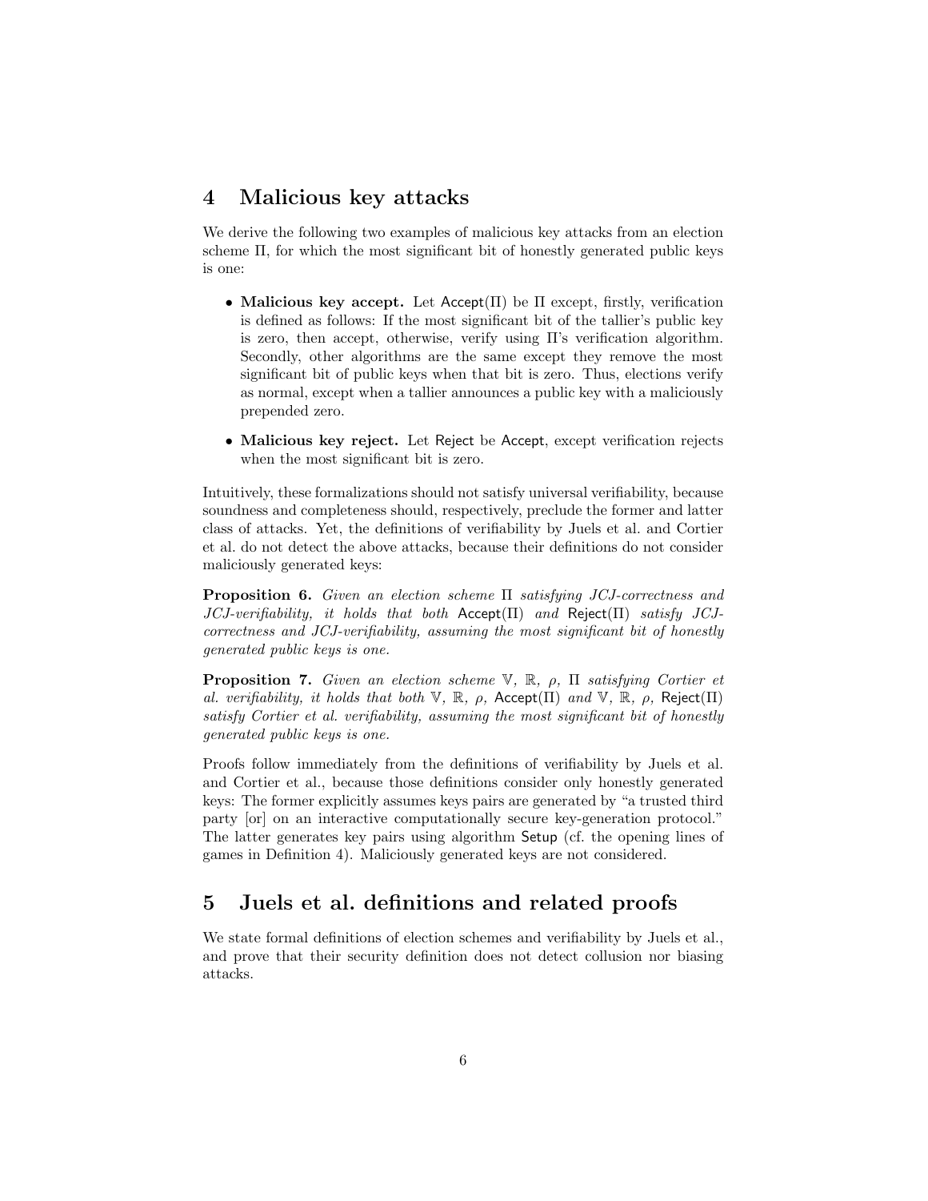## 4 Malicious key attacks

We derive the following two examples of malicious key attacks from an election scheme $\Pi$, for which the most significant bit of honestly generated public keys is one:

- **Malicious key accept.** Let $\mathsf{Accept}(\Pi)$ be $\Pi$ except, firstly, verification is defined as follows: If the most significant bit of the tallier's public key is zero, then accept, otherwise, verify using $\Pi$'s verification algorithm. Secondly, other algorithms are the same except they remove the most significant bit of public keys when that bit is zero. Thus, elections verify as normal, except when a tallier announces a public key with a maliciously prepended zero.
- **Malicious key reject.** Let $\mathsf{Reject}$ be $\mathsf{Accept}$, except verification rejects when the most significant bit is zero.

Intuitively, these formalizations should not satisfy universal verifiability, because soundness and completeness should, respectively, preclude the former and latter class of attacks. Yet, the definitions of verifiability by Juels et al. and Cortier et al. do not detect the above attacks, because their definitions do not consider maliciously generated keys:

**Proposition 6.** *Given an election scheme $\Pi$ satisfying JCJ-correctness and JCJ-verifiability, it holds that both $\mathsf{Accept}(\Pi)$ and $\mathsf{Reject}(\Pi)$ satisfy JCJ-correctness and JCJ-verifiability, assuming the most significant bit of honestly generated public keys is one.*

**Proposition 7.** *Given an election scheme $\mathbb{V}$, $\mathbb{R}$, $\rho$, $\Pi$ satisfying Cortier et al. verifiability, it holds that both $\mathbb{V}$, $\mathbb{R}$, $\rho$, $\mathsf{Accept}(\Pi)$ and $\mathbb{V}$, $\mathbb{R}$, $\rho$, $\mathsf{Reject}(\Pi)$ satisfy Cortier et al. verifiability, assuming the most significant bit of honestly generated public keys is one.*

Proofs follow immediately from the definitions of verifiability by Juels et al. and Cortier et al., because those definitions consider only honestly generated keys: The former explicitly assumes keys pairs are generated by "a trusted third party [or] on an interactive computationally secure key-generation protocol." The latter generates key pairs using algorithm $\mathsf{Setup}$ (cf. the opening lines of games in Definition 4). Maliciously generated keys are not considered.

## 5 Juels et al. definitions and related proofs

We state formal definitions of election schemes and verifiability by Juels et al., and prove that their security definition does not detect collusion nor biasing attacks.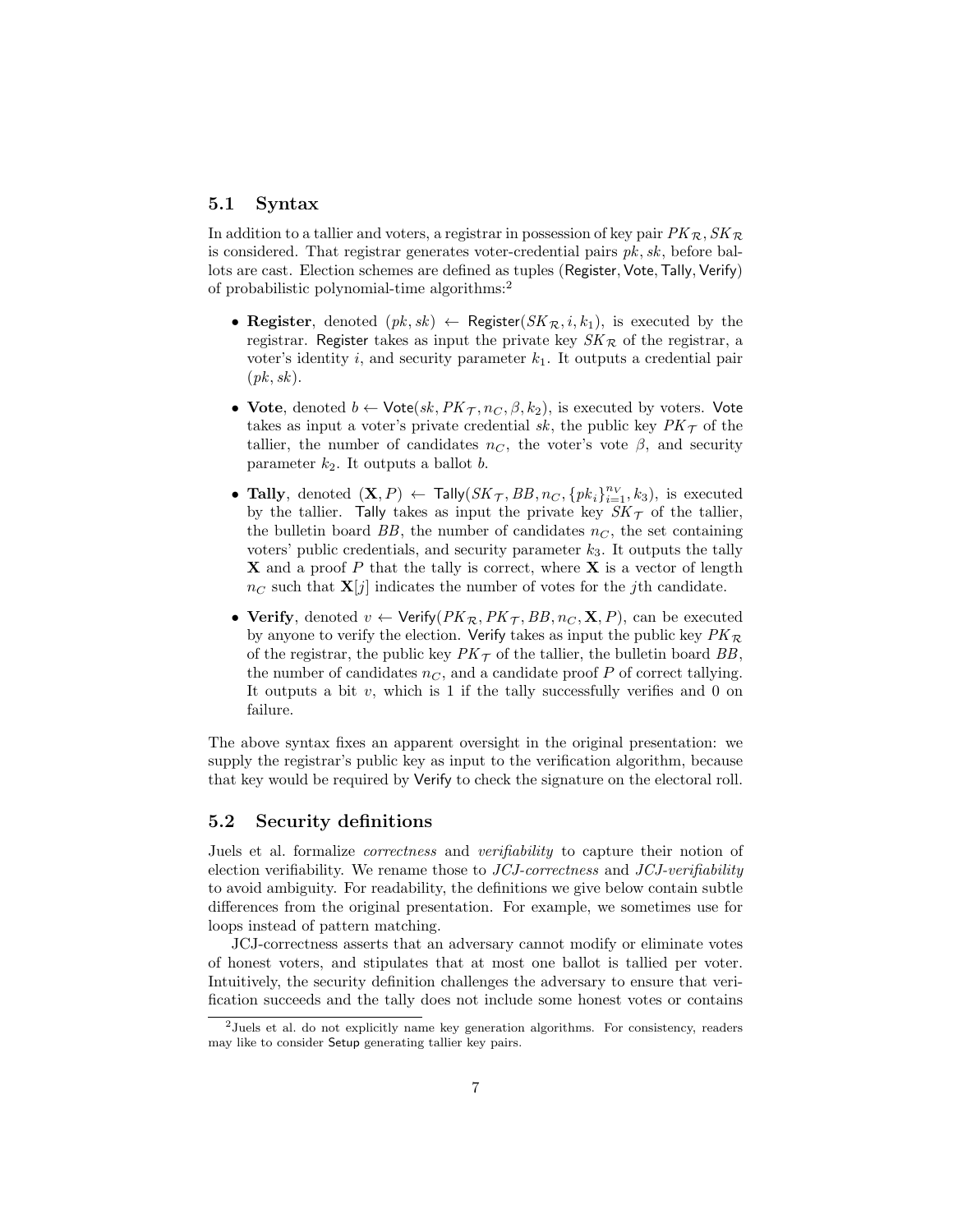### 5.1 Syntax

In addition to a tallier and voters, a registrar in possession of key pair $PK_{\mathcal{R}}, SK_{\mathcal{R}}$ is considered. That registrar generates voter-credential pairs $pk, sk$, before ballots are cast. Election schemes are defined as tuples $(\mathsf{Register}, \mathsf{Vote}, \mathsf{Tally}, \mathsf{Verify})$ of probabilistic polynomial-time algorithms:[2]

- **Register**, denoted $(pk, sk) \leftarrow \mathsf{Register}(SK_{\mathcal{R}}, i, k_1)$, is executed by the registrar. Register takes as input the private key $SK_{\mathcal{R}}$ of the registrar, a voter's identity $i$, and security parameter $k_1$. It outputs a credential pair $(pk, sk)$.
- **Vote**, denoted $b \leftarrow \mathsf{Vote}(sk, PK_{\mathcal{T}}, n_C, \beta, k_2)$, is executed by voters. Vote takes as input a voter's private credential $sk$, the public key $PK_{\mathcal{T}}$ of the tallier, the number of candidates $n_C$, the voter's vote $\beta$, and security parameter $k_2$. It outputs a ballot $b$.
- **Tally**, denoted $(\mathbf{X}, P) \leftarrow \mathsf{Tally}(SK_{\mathcal{T}}, BB, n_C, \{pk_i\}_{i=1}^{n_V}, k_3)$, is executed by the tallier. Tally takes as input the private key $SK_{\mathcal{T}}$ of the tallier, the bulletin board $BB$, the number of candidates $n_C$, the set containing voters' public credentials, and security parameter $k_3$. It outputs the tally $\mathbf{X}$ and a proof $P$ that the tally is correct, where $\mathbf{X}$ is a vector of length $n_C$ such that $\mathbf{X}[j]$ indicates the number of votes for the $j$th candidate.
- **Verify**, denoted $v \leftarrow \mathsf{Verify}(PK_{\mathcal{R}}, PK_{\mathcal{T}}, BB, n_C, \mathbf{X}, P)$, can be executed by anyone to verify the election. Verify takes as input the public key $PK_{\mathcal{R}}$ of the registrar, the public key $PK_{\mathcal{T}}$ of the tallier, the bulletin board $BB$, the number of candidates $n_C$, and a candidate proof $P$ of correct tallying. It outputs a bit $v$, which is 1 if the tally successfully verifies and 0 on failure.

The above syntax fixes an apparent oversight in the original presentation: we supply the registrar's public key as input to the verification algorithm, because that key would be required by Verify to check the signature on the electoral roll.

### 5.2 Security definitions

Juels et al. formalize *correctness* and *verifiability* to capture their notion of election verifiability. We rename those to *JCJ-correctness* and *JCJ-verifiability* to avoid ambiguity. For readability, the definitions we give below contain subtle differences from the original presentation. For example, we sometimes use for loops instead of pattern matching.

JCJ-correctness asserts that an adversary cannot modify or eliminate votes of honest voters, and stipulates that at most one ballot is tallied per voter. Intuitively, the security definition challenges the adversary to ensure that verification succeeds and the tally does not include some honest votes or contains

[2] Juels et al. do not explicitly name key generation algorithms. For consistency, readers may like to consider Setup generating tallier key pairs.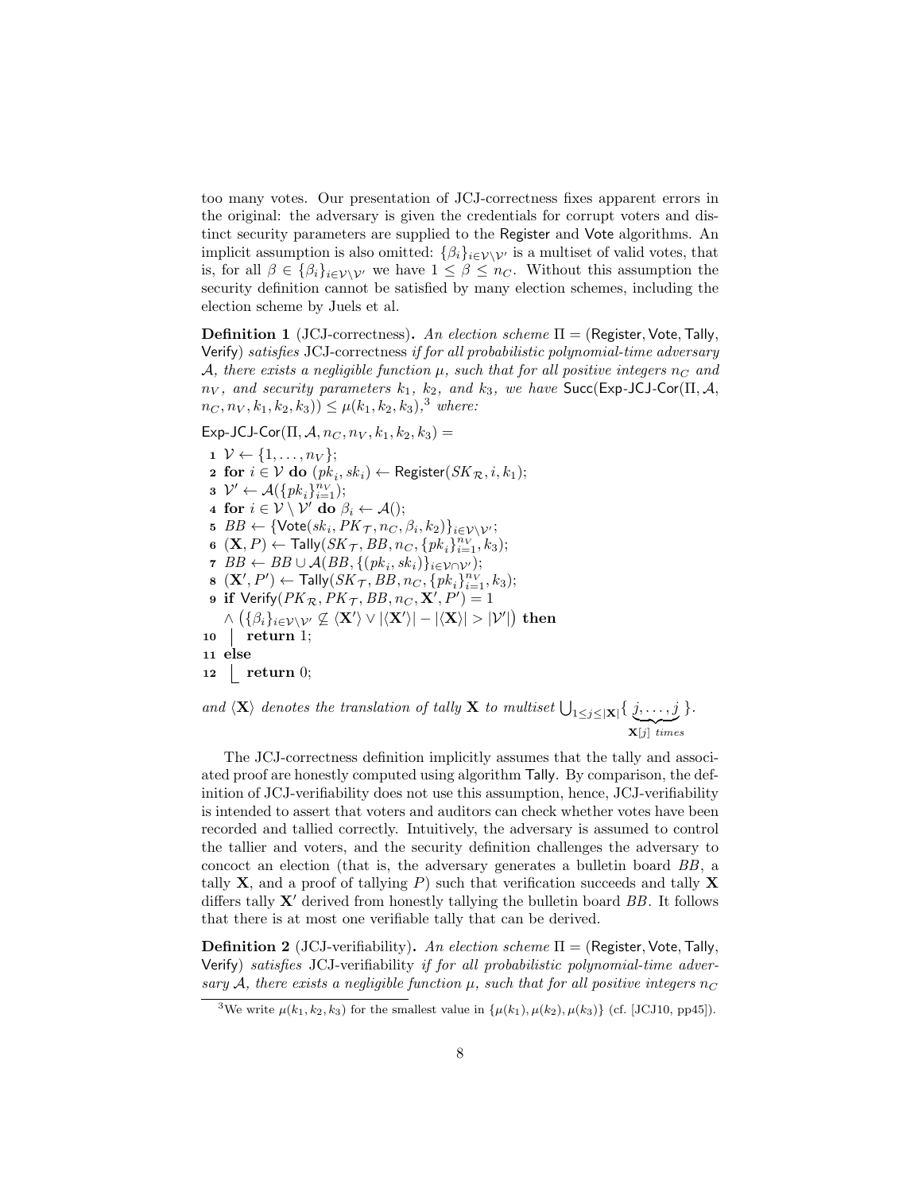too many votes. Our presentation of JCJ-correctness fixes apparent errors in the original: the adversary is given the credentials for corrupt voters and distinct security parameters are supplied to the Register and Vote algorithms. An implicit assumption is also omitted: $\{\beta_i\}_{i \in \mathcal{V} \setminus \mathcal{V}'}$ is a multiset of valid votes, that is, for all $\beta \in \{\beta_i\}_{i \in \mathcal{V} \setminus \mathcal{V}'}$ we have $1 \leq \beta \leq n_C$. Without this assumption the security definition cannot be satisfied by many election schemes, including the election scheme by Juels et al.

**Definition 1** (JCJ-correctness)**.** *An election scheme* $\Pi = (\mathsf{Register}, \mathsf{Vote}, \mathsf{Tally}, \mathsf{Verify})$ *satisfies* JCJ-correctness *if for all probabilistic polynomial-time adversary* $\mathcal{A}$*, there exists a negligible function* $\mu$*, such that for all positive integers* $n_C$ *and* $n_V$*, and security parameters* $k_1$*,* $k_2$*, and* $k_3$*, we have* $\mathsf{Succ}(\mathsf{Exp\text{-}JCJ\text{-}Cor}(\Pi, \mathcal{A}, n_C, n_V, k_1, k_2, k_3)) \leq \mu(k_1, k_2, k_3)$*,*[3] *where:*

$\mathsf{Exp\text{-}JCJ\text{-}Cor}(\Pi, \mathcal{A}, n_C, n_V, k_1, k_2, k_3) =$

1. $\mathcal{V} \leftarrow \{1, \ldots, n_V\}$;
2. **for** $i \in \mathcal{V}$ **do** $(pk_i, sk_i) \leftarrow \mathsf{Register}(SK_{\mathcal{R}}, i, k_1)$;
3. $\mathcal{V}' \leftarrow \mathcal{A}(\{pk_i\}_{i=1}^{n_V})$;
4. **for** $i \in \mathcal{V} \setminus \mathcal{V}'$ **do** $\beta_i \leftarrow \mathcal{A}()$;
5. $BB \leftarrow \{\mathsf{Vote}(sk_i, PK_{\mathcal{T}}, n_C, \beta_i, k_2)\}_{i \in \mathcal{V} \setminus \mathcal{V}'}$;
6. $(\mathbf{X}, P) \leftarrow \mathsf{Tally}(SK_{\mathcal{T}}, BB, n_C, \{pk_i\}_{i=1}^{n_V}, k_3)$;
7. $BB \leftarrow BB \cup \mathcal{A}(BB, \{(pk_i, sk_i)\}_{i \in \mathcal{V} \cap \mathcal{V}'})$;
8. $(\mathbf{X}', P') \leftarrow \mathsf{Tally}(SK_{\mathcal{T}}, BB, n_C, \{pk_i\}_{i=1}^{n_V}, k_3)$;
9. **if** $\mathsf{Verify}(PK_{\mathcal{R}}, PK_{\mathcal{T}}, BB, n_C, \mathbf{X}', P') = 1$ $\wedge \left(\{\beta_i\}_{i \in \mathcal{V} \setminus \mathcal{V}'} \not\subseteq \langle \mathbf{X}' \rangle \vee |\langle \mathbf{X}' \rangle| - |\langle \mathbf{X} \rangle| > |\mathcal{V}'|\right)$ **then**
10. &nbsp;&nbsp;&nbsp;&nbsp;**return** 1;
11. **else**
12. &nbsp;&nbsp;&nbsp;&nbsp;**return** 0;

*and* $\langle \mathbf{X} \rangle$ *denotes the translation of tally* $\mathbf{X}$ *to multiset* $\bigcup_{1 \leq j \leq |\mathbf{X}|} \{ \underbrace{j, \ldots, j}_{\mathbf{X}[j] \text{ times}} \}$.

The JCJ-correctness definition implicitly assumes that the tally and associated proof are honestly computed using algorithm Tally. By comparison, the definition of JCJ-verifiability does not use this assumption, hence, JCJ-verifiability is intended to assert that voters and auditors can check whether votes have been recorded and tallied correctly. Intuitively, the adversary is assumed to control the tallier and voters, and the security definition challenges the adversary to concoct an election (that is, the adversary generates a bulletin board $BB$, a tally $\mathbf{X}$, and a proof of tallying $P$) such that verification succeeds and tally $\mathbf{X}$ differs tally $\mathbf{X}'$ derived from honestly tallying the bulletin board $BB$. It follows that there is at most one verifiable tally that can be derived.

**Definition 2** (JCJ-verifiability)**.** *An election scheme* $\Pi = (\mathsf{Register}, \mathsf{Vote}, \mathsf{Tally}, \mathsf{Verify})$ *satisfies* JCJ-verifiability *if for all probabilistic polynomial-time adversary* $\mathcal{A}$*, there exists a negligible function* $\mu$*, such that for all positive integers* $n_C$

[3] We write $\mu(k_1, k_2, k_3)$ for the smallest value in $\{\mu(k_1), \mu(k_2), \mu(k_3)\}$ (cf. [JCJ10, pp45]).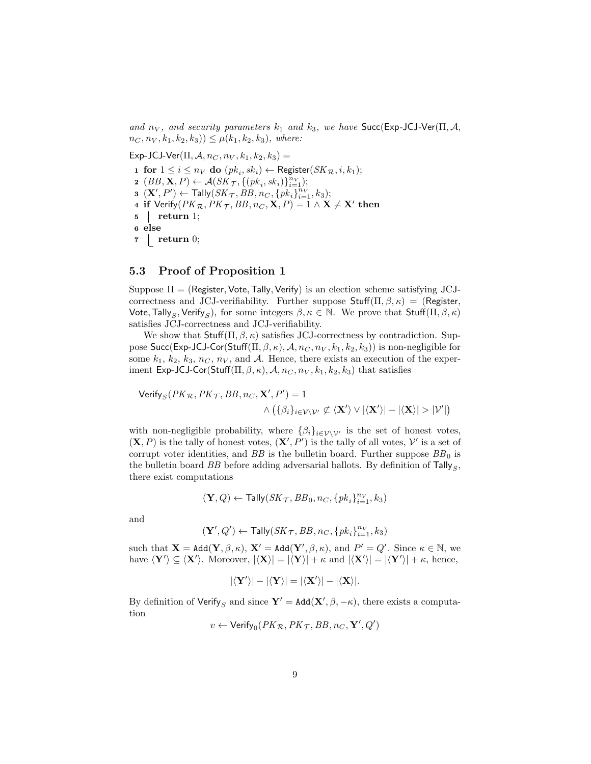*and $n_V$, and security parameters $k_1$ and $k_3$, we have* $\mathsf{Succ}(\mathsf{Exp\text{-}JCJ\text{-}Ver}(\Pi, \mathcal{A}, n_C, n_V, k_1, k_2, k_3)) \leq \mu(k_1, k_2, k_3)$*, where:*

$\mathsf{Exp\text{-}JCJ\text{-}Ver}(\Pi, \mathcal{A}, n_C, n_V, k_1, k_2, k_3) =$

```
1 for 1 ≤ i ≤ n_V do (pk_i, sk_i) ← Register(SK_R, i, k_1);
2 (BB, X, P) ← A(SK_T, {(pk_i, sk_i)}_{i=1}^{n_V});
3 (X', P') ← Tally(SK_T, BB, n_C, {pk_i}_{i=1}^{n_V}, k_3);
4 if Verify(PK_R, PK_T, BB, n_C, X, P) = 1 ∧ X ≠ X' then
5 |  return 1;
6 else
7 |  return 0;
```

### 5.3 Proof of Proposition 1

Suppose $\Pi = (\mathsf{Register}, \mathsf{Vote}, \mathsf{Tally}, \mathsf{Verify})$ is an election scheme satisfying JCJ-correctness and JCJ-verifiability. Further suppose $\mathsf{Stuff}(\Pi, \beta, \kappa) = (\mathsf{Register}, \mathsf{Vote}, \mathsf{Tally}_S, \mathsf{Verify}_S)$, for some integers $\beta, \kappa \in \mathbb{N}$. We prove that $\mathsf{Stuff}(\Pi, \beta, \kappa)$ satisfies JCJ-correctness and JCJ-verifiability.

We show that $\mathsf{Stuff}(\Pi, \beta, \kappa)$ satisfies JCJ-correctness by contradiction. Suppose $\mathsf{Succ}(\mathsf{Exp\text{-}JCJ\text{-}Cor}(\mathsf{Stuff}(\Pi, \beta, \kappa), \mathcal{A}, n_C, n_V, k_1, k_2, k_3))$ is non-negligible for some $k_1$, $k_2$, $k_3$, $n_C$, $n_V$, and $\mathcal{A}$. Hence, there exists an execution of the experiment $\mathsf{Exp\text{-}JCJ\text{-}Cor}(\mathsf{Stuff}(\Pi, \beta, \kappa), \mathcal{A}, n_C, n_V, k_1, k_2, k_3)$ that satisfies

$$\mathsf{Verify}_S(PK_{\mathcal{R}}, PK_{\mathcal{T}}, BB, n_C, \mathbf{X}', P') = 1 \\ \wedge \left(\{\beta_i\}_{i \in \mathcal{V} \setminus \mathcal{V}'} \not\subseteq \langle \mathbf{X}' \rangle \vee |\langle \mathbf{X}' \rangle| - |\langle \mathbf{X} \rangle| > |\mathcal{V}'|\right)$$

with non-negligible probability, where $\{\beta_i\}_{i \in \mathcal{V} \setminus \mathcal{V}'}$ is the set of honest votes, $(\mathbf{X}, P)$ is the tally of honest votes, $(\mathbf{X}', P')$ is the tally of all votes, $\mathcal{V}'$ is a set of corrupt voter identities, and $BB$ is the bulletin board. Further suppose $BB_0$ is the bulletin board $BB$ before adding adversarial ballots. By definition of $\mathsf{Tally}_S$, there exist computations

$$(\mathbf{Y}, Q) \leftarrow \mathsf{Tally}(SK_{\mathcal{T}}, BB_0, n_C, \{pk_i\}_{i=1}^{n_V}, k_3)$$

and

$$(\mathbf{Y}', Q') \leftarrow \mathsf{Tally}(SK_{\mathcal{T}}, BB, n_C, \{pk_i\}_{i=1}^{n_V}, k_3)$$

such that $\mathbf{X} = \mathtt{Add}(\mathbf{Y}, \beta, \kappa)$, $\mathbf{X}' = \mathtt{Add}(\mathbf{Y}', \beta, \kappa)$, and $P' = Q'$. Since $\kappa \in \mathbb{N}$, we have $\langle \mathbf{Y}' \rangle \subseteq \langle \mathbf{X}' \rangle$. Moreover, $|\langle \mathbf{X} \rangle| = |\langle \mathbf{Y} \rangle| + \kappa$ and $|\langle \mathbf{X}' \rangle| = |\langle \mathbf{Y}' \rangle| + \kappa$, hence,

$$|\langle \mathbf{Y}' \rangle| - |\langle \mathbf{Y} \rangle| = |\langle \mathbf{X}' \rangle| - |\langle \mathbf{X} \rangle|.$$

By definition of $\mathsf{Verify}_S$ and since $\mathbf{Y}' = \mathtt{Add}(\mathbf{X}', \beta, -\kappa)$, there exists a computation

$$v \leftarrow \mathsf{Verify}_0(PK_{\mathcal{R}}, PK_{\mathcal{T}}, BB, n_C, \mathbf{Y}', Q')$$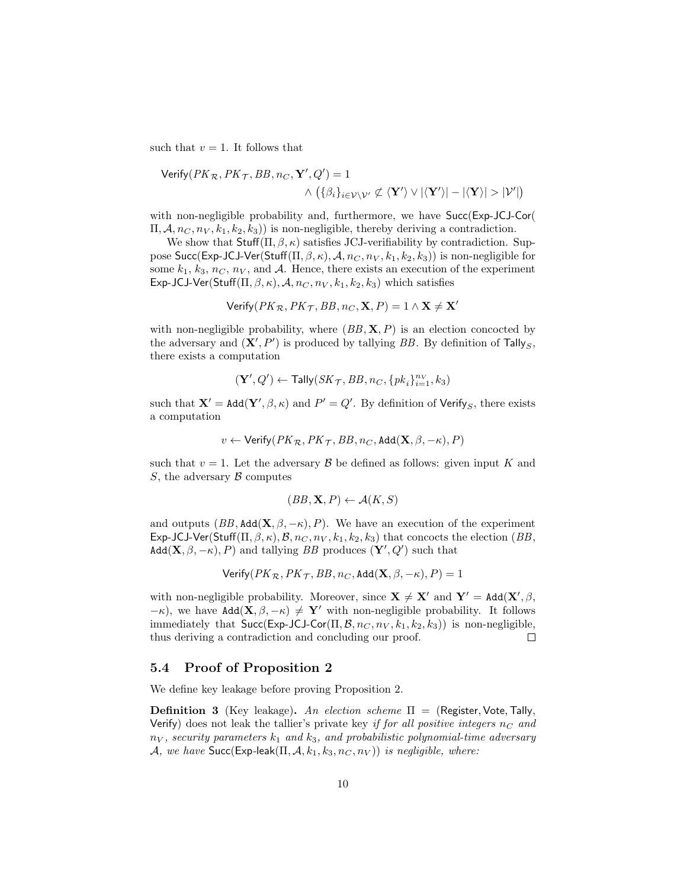such that $v = 1$. It follows that

$$\begin{aligned}\mathsf{Verify}(PK_{\mathcal{R}}, PK_{\mathcal{T}}, BB, n_C, \mathbf{Y}', Q') = 1 \\ \wedge \left(\{\beta_i\}_{i \in \mathcal{V} \setminus \mathcal{V}'} \not\subseteq \langle \mathbf{Y}' \rangle \vee |\langle \mathbf{Y}' \rangle| - |\langle \mathbf{Y} \rangle| > |\mathcal{V}'|\right)\end{aligned}$$

with non-negligible probability and, furthermore, we have $\mathsf{Succ}(\mathsf{Exp\text{-}JCJ\text{-}Cor}(\Pi, \mathcal{A}, n_C, n_V, k_1, k_2, k_3))$ is non-negligible, thereby deriving a contradiction.

We show that $\mathsf{Stuff}(\Pi, \beta, \kappa)$ satisfies JCJ-verifiability by contradiction. Suppose $\mathsf{Succ}(\mathsf{Exp\text{-}JCJ\text{-}Ver}(\mathsf{Stuff}(\Pi, \beta, \kappa), \mathcal{A}, n_C, n_V, k_1, k_2, k_3))$ is non-negligible for some $k_1$, $k_3$, $n_C$, $n_V$, and $\mathcal{A}$. Hence, there exists an execution of the experiment $\mathsf{Exp\text{-}JCJ\text{-}Ver}(\mathsf{Stuff}(\Pi, \beta, \kappa), \mathcal{A}, n_C, n_V, k_1, k_2, k_3)$ which satisfies

$$\mathsf{Verify}(PK_{\mathcal{R}}, PK_{\mathcal{T}}, BB, n_C, \mathbf{X}, P) = 1 \wedge \mathbf{X} \neq \mathbf{X}'$$

with non-negligible probability, where $(BB, \mathbf{X}, P)$ is an election concocted by the adversary and $(\mathbf{X}', P')$ is produced by tallying $BB$. By definition of $\mathsf{Tally}_S$, there exists a computation

$$(\mathbf{Y}', Q') \leftarrow \mathsf{Tally}(SK_{\mathcal{T}}, BB, n_C, \{pk_i\}_{i=1}^{n_V}, k_3)$$

such that $\mathbf{X}' = \mathtt{Add}(\mathbf{Y}', \beta, \kappa)$ and $P' = Q'$. By definition of $\mathsf{Verify}_S$, there exists a computation

$$v \leftarrow \mathsf{Verify}(PK_{\mathcal{R}}, PK_{\mathcal{T}}, BB, n_C, \mathtt{Add}(\mathbf{X}, \beta, -\kappa), P)$$

such that $v = 1$. Let the adversary $\mathcal{B}$ be defined as follows: given input $K$ and $S$, the adversary $\mathcal{B}$ computes

$$(BB, \mathbf{X}, P) \leftarrow \mathcal{A}(K, S)$$

and outputs $(BB, \mathtt{Add}(\mathbf{X}, \beta, -\kappa), P)$. We have an execution of the experiment $\mathsf{Exp\text{-}JCJ\text{-}Ver}(\mathsf{Stuff}(\Pi, \beta, \kappa), \mathcal{B}, n_C, n_V, k_1, k_2, k_3)$ that concocts the election $(BB, \mathtt{Add}(\mathbf{X}, \beta, -\kappa), P)$ and tallying $BB$ produces $(\mathbf{Y}', Q')$ such that

$$\mathsf{Verify}(PK_{\mathcal{R}}, PK_{\mathcal{T}}, BB, n_C, \mathtt{Add}(\mathbf{X}, \beta, -\kappa), P) = 1$$

with non-negligible probability. Moreover, since $\mathbf{X} \neq \mathbf{X}'$ and $\mathbf{Y}' = \mathtt{Add}(\mathbf{X}', \beta, -\kappa)$, we have $\mathtt{Add}(\mathbf{X}, \beta, -\kappa) \neq \mathbf{Y}'$ with non-negligible probability. It follows immediately that $\mathsf{Succ}(\mathsf{Exp\text{-}JCJ\text{-}Cor}(\Pi, \mathcal{B}, n_C, n_V, k_1, k_2, k_3))$ is non-negligible, thus deriving a contradiction and concluding our proof. $\square$

## 5.4 Proof of Proposition 2

We define key leakage before proving Proposition 2.

**Definition 3** (Key leakage)**.** *An election scheme* $\Pi = (\mathsf{Register}, \mathsf{Vote}, \mathsf{Tally}, \mathsf{Verify})$ *does not leak the tallier's private key if for all positive integers* $n_C$ *and* $n_V$*, security parameters* $k_1$ *and* $k_3$*, and probabilistic polynomial-time adversary* $\mathcal{A}$*, we have* $\mathsf{Succ}(\mathsf{Exp\text{-}leak}(\Pi, \mathcal{A}, k_1, k_3, n_C, n_V))$ *is negligible, where:*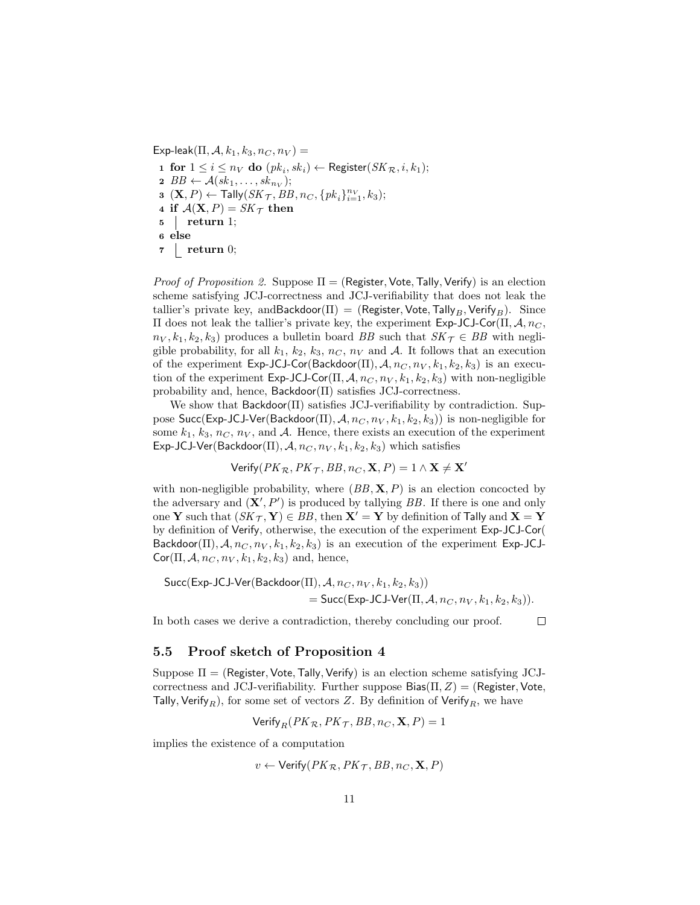$\mathsf{Exp\text{-}leak}(\Pi, \mathcal{A}, k_1, k_3, n_C, n_V) =$

```
1 for 1 ≤ i ≤ n_V do (pk_i, sk_i) ← Register(SK_R, i, k_1);
2 BB ← A(sk_1, ..., sk_{n_V});
3 (X, P) ← Tally(SK_T, BB, n_C, {pk_i}_{i=1}^{n_V}, k_3);
4 if A(X, P) = SK_T then
5 |  return 1;
6 else
7 |  return 0;
```

*Proof of Proposition 2.* Suppose $\Pi = (\mathsf{Register}, \mathsf{Vote}, \mathsf{Tally}, \mathsf{Verify})$ is an election scheme satisfying JCJ-correctness and JCJ-verifiability that does not leak the tallier's private key, and$\mathsf{Backdoor}(\Pi) = (\mathsf{Register}, \mathsf{Vote}, \mathsf{Tally}_B, \mathsf{Verify}_B)$. Since $\Pi$ does not leak the tallier's private key, the experiment $\mathsf{Exp\text{-}JCJ\text{-}Cor}(\Pi, \mathcal{A}, n_C, n_V, k_1, k_2, k_3)$ produces a bulletin board $BB$ such that $SK_{\mathcal{T}} \in BB$ with negligible probability, for all $k_1$, $k_2$, $k_3$, $n_C$, $n_V$ and $\mathcal{A}$. It follows that an execution of the experiment $\mathsf{Exp\text{-}JCJ\text{-}Cor}(\mathsf{Backdoor}(\Pi), \mathcal{A}, n_C, n_V, k_1, k_2, k_3)$ is an execution of the experiment $\mathsf{Exp\text{-}JCJ\text{-}Cor}(\Pi, \mathcal{A}, n_C, n_V, k_1, k_2, k_3)$ with non-negligible probability and, hence, $\mathsf{Backdoor}(\Pi)$ satisfies JCJ-correctness.

We show that $\mathsf{Backdoor}(\Pi)$ satisfies JCJ-verifiability by contradiction. Suppose $\mathsf{Succ}(\mathsf{Exp\text{-}JCJ\text{-}Ver}(\mathsf{Backdoor}(\Pi), \mathcal{A}, n_C, n_V, k_1, k_2, k_3))$ is non-negligible for some $k_1$, $k_3$, $n_C$, $n_V$, and $\mathcal{A}$. Hence, there exists an execution of the experiment $\mathsf{Exp\text{-}JCJ\text{-}Ver}(\mathsf{Backdoor}(\Pi), \mathcal{A}, n_C, n_V, k_1, k_2, k_3)$ which satisfies

$$\mathsf{Verify}(PK_{\mathcal{R}}, PK_{\mathcal{T}}, BB, n_C, \mathbf{X}, P) = 1 \wedge \mathbf{X} \neq \mathbf{X}'$$

with non-negligible probability, where $(BB, \mathbf{X}, P)$ is an election concocted by the adversary and $(\mathbf{X}', P')$ is produced by tallying $BB$. If there is one and only one $\mathbf{Y}$ such that $(SK_{\mathcal{T}}, \mathbf{Y}) \in BB$, then $\mathbf{X}' = \mathbf{Y}$ by definition of $\mathsf{Tally}$ and $\mathbf{X} = \mathbf{Y}$ by definition of $\mathsf{Verify}$, otherwise, the execution of the experiment $\mathsf{Exp\text{-}JCJ\text{-}Cor}(\mathsf{Backdoor}(\Pi), \mathcal{A}, n_C, n_V, k_1, k_2, k_3)$ is an execution of the experiment $\mathsf{Exp\text{-}JCJ\text{-}Cor}(\Pi, \mathcal{A}, n_C, n_V, k_1, k_2, k_3)$ and, hence,

$$\begin{aligned}&\mathsf{Succ}(\mathsf{Exp\text{-}JCJ\text{-}Ver}(\mathsf{Backdoor}(\Pi), \mathcal{A}, n_C, n_V, k_1, k_2, k_3)) \\ &\qquad = \mathsf{Succ}(\mathsf{Exp\text{-}JCJ\text{-}Ver}(\Pi, \mathcal{A}, n_C, n_V, k_1, k_2, k_3)).\end{aligned}$$

In both cases we derive a contradiction, thereby concluding our proof. □

### 5.5 Proof sketch of Proposition 4

Suppose $\Pi = (\mathsf{Register}, \mathsf{Vote}, \mathsf{Tally}, \mathsf{Verify})$ is an election scheme satisfying JCJ-correctness and JCJ-verifiability. Further suppose $\mathsf{Bias}(\Pi, Z) = (\mathsf{Register}, \mathsf{Vote}, \mathsf{Tally}, \mathsf{Verify}_R)$, for some set of vectors $Z$. By definition of $\mathsf{Verify}_R$, we have

$$\mathsf{Verify}_R(PK_{\mathcal{R}}, PK_{\mathcal{T}}, BB, n_C, \mathbf{X}, P) = 1$$

implies the existence of a computation

$$v \leftarrow \mathsf{Verify}(PK_{\mathcal{R}}, PK_{\mathcal{T}}, BB, n_C, \mathbf{X}, P)$$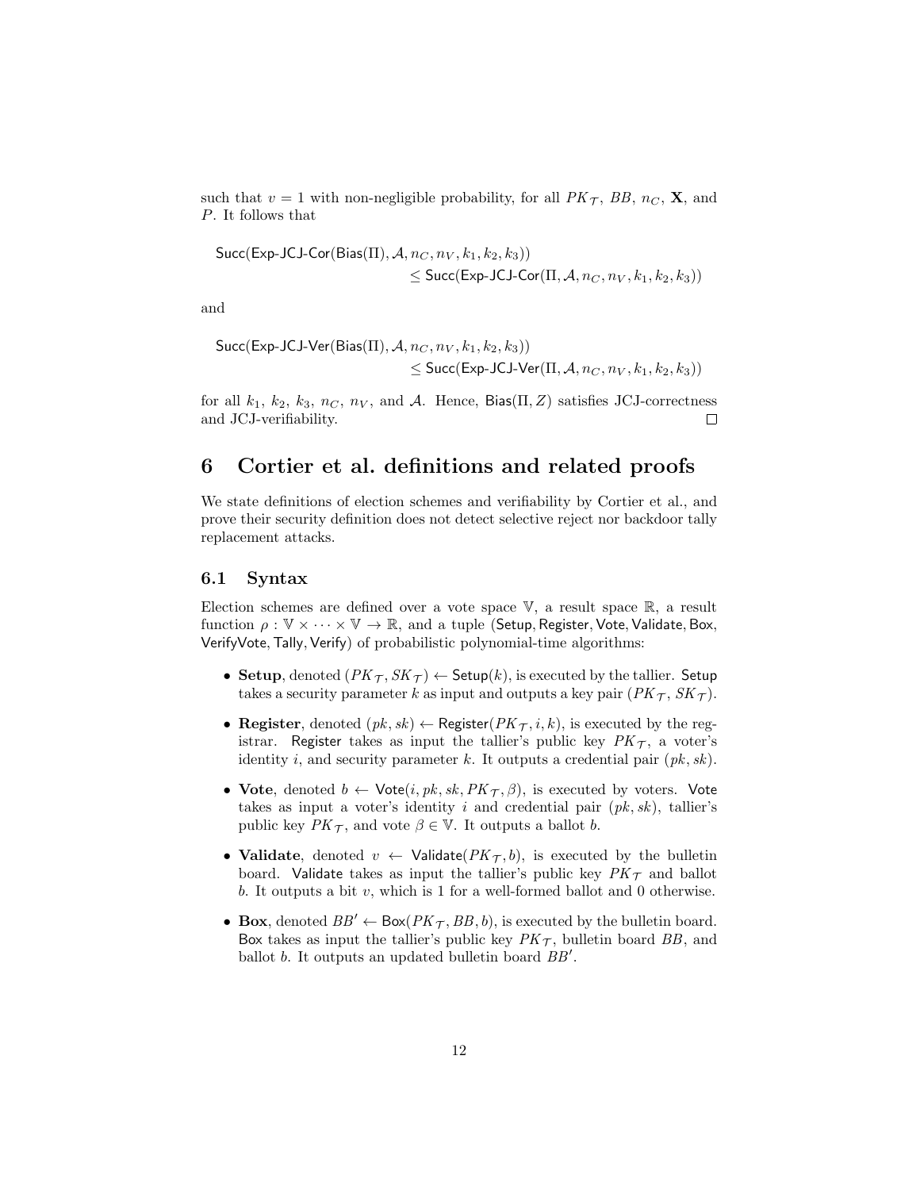such that $v = 1$ with non-negligible probability, for all $PK_\mathcal{T}$, $BB$, $n_C$, $\mathbf{X}$, and $P$. It follows that

$$\begin{aligned}&\mathsf{Succ}(\mathsf{Exp\text{-}JCJ\text{-}Cor}(\mathsf{Bias}(\Pi), \mathcal{A}, n_C, n_V, k_1, k_2, k_3))\\ &\qquad\qquad\qquad\leq \mathsf{Succ}(\mathsf{Exp\text{-}JCJ\text{-}Cor}(\Pi, \mathcal{A}, n_C, n_V, k_1, k_2, k_3))\end{aligned}$$

and

$$\begin{aligned}&\mathsf{Succ}(\mathsf{Exp\text{-}JCJ\text{-}Ver}(\mathsf{Bias}(\Pi), \mathcal{A}, n_C, n_V, k_1, k_2, k_3))\\ &\qquad\qquad\qquad\leq \mathsf{Succ}(\mathsf{Exp\text{-}JCJ\text{-}Ver}(\Pi, \mathcal{A}, n_C, n_V, k_1, k_2, k_3))\end{aligned}$$

for all $k_1$, $k_2$, $k_3$, $n_C$, $n_V$, and $\mathcal{A}$. Hence, $\mathsf{Bias}(\Pi, Z)$ satisfies JCJ-correctness and JCJ-verifiability. □

# 6 Cortier et al. definitions and related proofs

We state definitions of election schemes and verifiability by Cortier et al., and prove their security definition does not detect selective reject nor backdoor tally replacement attacks.

## 6.1 Syntax

Election schemes are defined over a vote space $\mathbb{V}$, a result space $\mathbb{R}$, a result function $\rho : \mathbb{V} \times \cdots \times \mathbb{V} \to \mathbb{R}$, and a tuple ($\mathsf{Setup}, \mathsf{Register}, \mathsf{Vote}, \mathsf{Validate}, \mathsf{Box}$, $\mathsf{VerifyVote}, \mathsf{Tally}, \mathsf{Verify}$) of probabilistic polynomial-time algorithms:

- **Setup**, denoted $(PK_\mathcal{T}, SK_\mathcal{T}) \leftarrow \mathsf{Setup}(k)$, is executed by the tallier. $\mathsf{Setup}$ takes a security parameter $k$ as input and outputs a key pair $(PK_\mathcal{T}, SK_\mathcal{T})$.
- **Register**, denoted $(pk, sk) \leftarrow \mathsf{Register}(PK_\mathcal{T}, i, k)$, is executed by the registrar. $\mathsf{Register}$ takes as input the tallier's public key $PK_\mathcal{T}$, a voter's identity $i$, and security parameter $k$. It outputs a credential pair $(pk, sk)$.
- **Vote**, denoted $b \leftarrow \mathsf{Vote}(i, pk, sk, PK_\mathcal{T}, \beta)$, is executed by voters. $\mathsf{Vote}$ takes as input a voter's identity $i$ and credential pair $(pk, sk)$, tallier's public key $PK_\mathcal{T}$, and vote $\beta \in \mathbb{V}$. It outputs a ballot $b$.
- **Validate**, denoted $v \leftarrow \mathsf{Validate}(PK_\mathcal{T}, b)$, is executed by the bulletin board. $\mathsf{Validate}$ takes as input the tallier's public key $PK_\mathcal{T}$ and ballot $b$. It outputs a bit $v$, which is 1 for a well-formed ballot and 0 otherwise.
- **Box**, denoted $BB' \leftarrow \mathsf{Box}(PK_\mathcal{T}, BB, b)$, is executed by the bulletin board. $\mathsf{Box}$ takes as input the tallier's public key $PK_\mathcal{T}$, bulletin board $BB$, and ballot $b$. It outputs an updated bulletin board $BB'$.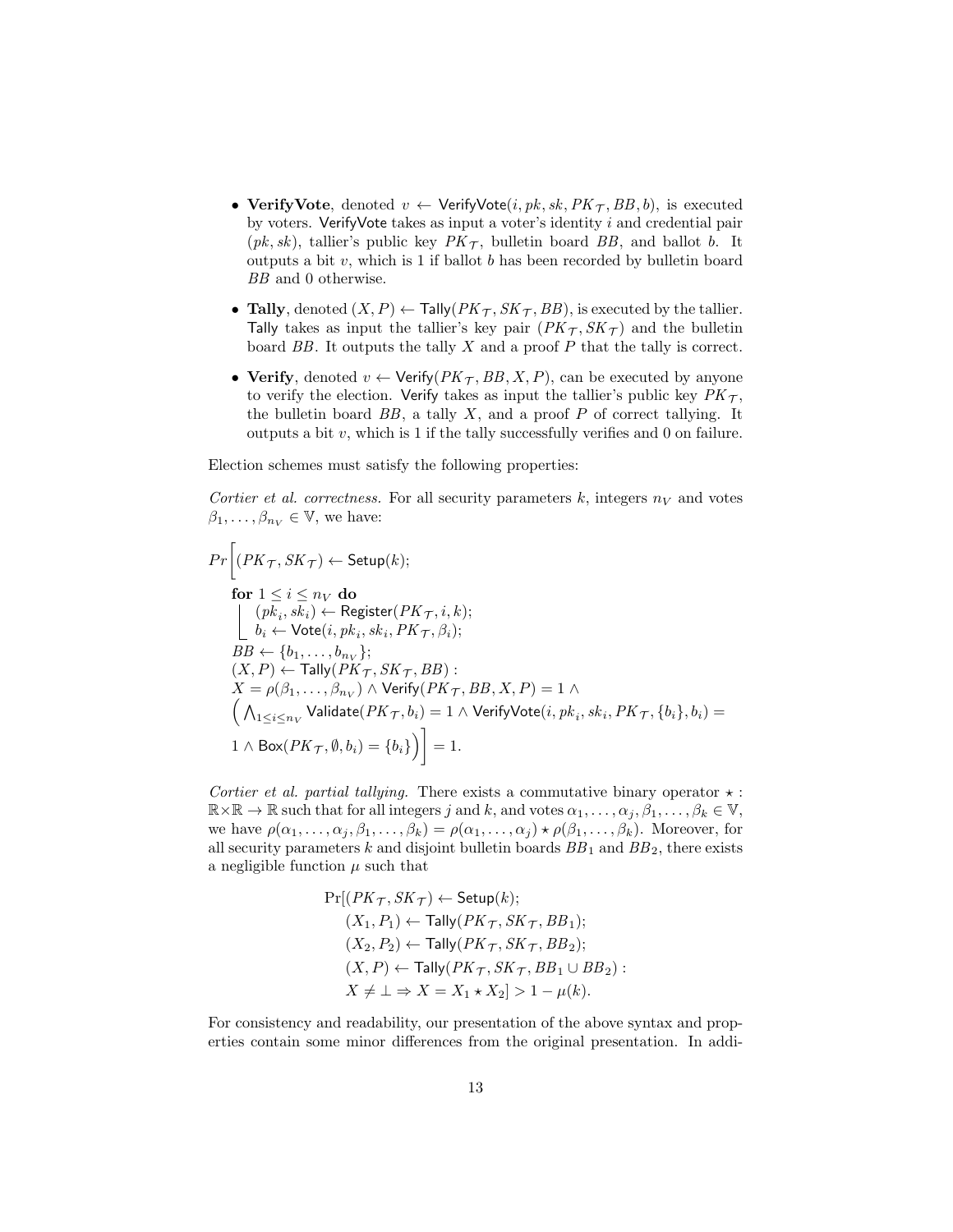- **VerifyVote**, denoted $v \leftarrow \mathsf{VerifyVote}(i, pk, sk, PK_{\mathcal{T}}, BB, b)$, is executed by voters. VerifyVote takes as input a voter's identity $i$ and credential pair $(pk, sk)$, tallier's public key $PK_{\mathcal{T}}$, bulletin board $BB$, and ballot $b$. It outputs a bit $v$, which is 1 if ballot $b$ has been recorded by bulletin board $BB$ and 0 otherwise.
- **Tally**, denoted $(X, P) \leftarrow \mathsf{Tally}(PK_{\mathcal{T}}, SK_{\mathcal{T}}, BB)$, is executed by the tallier. Tally takes as input the tallier's key pair $(PK_{\mathcal{T}}, SK_{\mathcal{T}})$ and the bulletin board $BB$. It outputs the tally $X$ and a proof $P$ that the tally is correct.
- **Verify**, denoted $v \leftarrow \mathsf{Verify}(PK_{\mathcal{T}}, BB, X, P)$, can be executed by anyone to verify the election. Verify takes as input the tallier's public key $PK_{\mathcal{T}}$, the bulletin board $BB$, a tally $X$, and a proof $P$ of correct tallying. It outputs a bit $v$, which is 1 if the tally successfully verifies and 0 on failure.

Election schemes must satisfy the following properties:

*Cortier et al. correctness.* For all security parameters $k$, integers $n_V$ and votes $\beta_1, \ldots, \beta_{n_V} \in \mathbb{V}$, we have:

$$
\begin{aligned}
Pr\Big[&(PK_{\mathcal{T}}, SK_{\mathcal{T}}) \leftarrow \mathsf{Setup}(k);\\
&\textbf{for } 1 \le i \le n_V \textbf{ do}\\
&\quad (pk_i, sk_i) \leftarrow \mathsf{Register}(PK_{\mathcal{T}}, i, k);\\
&\quad b_i \leftarrow \mathsf{Vote}(i, pk_i, sk_i, PK_{\mathcal{T}}, \beta_i);\\
&BB \leftarrow \{b_1, \ldots, b_{n_V}\};\\
&(X, P) \leftarrow \mathsf{Tally}(PK_{\mathcal{T}}, SK_{\mathcal{T}}, BB) :\\
&X = \rho(\beta_1, \ldots, \beta_{n_V}) \wedge \mathsf{Verify}(PK_{\mathcal{T}}, BB, X, P) = 1 \wedge\\
&\Big(\textstyle\bigwedge_{1 \le i \le n_V} \mathsf{Validate}(PK_{\mathcal{T}}, b_i) = 1 \wedge \mathsf{VerifyVote}(i, pk_i, sk_i, PK_{\mathcal{T}}, \{b_i\}, b_i) =\\
&1 \wedge \mathsf{Box}(PK_{\mathcal{T}}, \emptyset, b_i) = \{b_i\}\Big)\Big] = 1.
\end{aligned}
$$

*Cortier et al. partial tallying.* There exists a commutative binary operator $\star : \mathbb{R} \times \mathbb{R} \rightarrow \mathbb{R}$ such that for all integers $j$ and $k$, and votes $\alpha_1, \ldots, \alpha_j, \beta_1, \ldots, \beta_k \in \mathbb{V}$, we have $\rho(\alpha_1, \ldots, \alpha_j, \beta_1, \ldots, \beta_k) = \rho(\alpha_1, \ldots, \alpha_j) \star \rho(\beta_1, \ldots, \beta_k)$. Moreover, for all security parameters $k$ and disjoint bulletin boards $BB_1$ and $BB_2$, there exists a negligible function $\mu$ such that

$$
\begin{aligned}
\Pr[&(PK_{\mathcal{T}}, SK_{\mathcal{T}}) \leftarrow \mathsf{Setup}(k);\\
&(X_1, P_1) \leftarrow \mathsf{Tally}(PK_{\mathcal{T}}, SK_{\mathcal{T}}, BB_1);\\
&(X_2, P_2) \leftarrow \mathsf{Tally}(PK_{\mathcal{T}}, SK_{\mathcal{T}}, BB_2);\\
&(X, P) \leftarrow \mathsf{Tally}(PK_{\mathcal{T}}, SK_{\mathcal{T}}, BB_1 \cup BB_2) :\\
&X \neq \perp \Rightarrow X = X_1 \star X_2] > 1 - \mu(k).
\end{aligned}
$$

For consistency and readability, our presentation of the above syntax and properties contain some minor differences from the original presentation. In addi-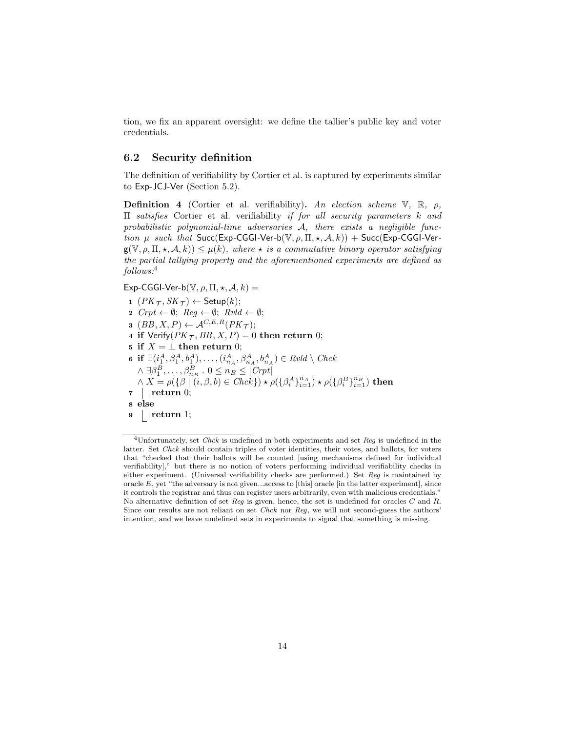tion, we fix an apparent oversight: we define the tallier's public key and voter credentials.

## 6.2 Security definition

The definition of verifiability by Cortier et al. is captured by experiments similar to Exp-JCJ-Ver (Section 5.2).

**Definition 4** (Cortier et al. verifiability)**.** *An election scheme* $\mathbb{V}$*,* $\mathbb{R}$*,* $\rho$*,* $\Pi$ *satisfies* Cortier et al. verifiability *if for all security parameters* $k$ *and probabilistic polynomial-time adversaries* $\mathcal{A}$*, there exists a negligible function* $\mu$ *such that* $\mathsf{Succ}(\mathsf{Exp\text{-}CGGI\text{-}Ver\text{-}b}(\mathbb{V}, \rho, \Pi, \star, \mathcal{A}, k)) + \mathsf{Succ}(\mathsf{Exp\text{-}CGGI\text{-}Ver\text{-}g}(\mathbb{V}, \rho, \Pi, \star, \mathcal{A}, k)) \leq \mu(k)$*, where* $\star$ *is a commutative binary operator satisfying the partial tallying property and the aforementioned experiments are defined as follows:*[4]

$\mathsf{Exp\text{-}CGGI\text{-}Ver\text{-}b}(\mathbb{V}, \rho, \Pi, \star, \mathcal{A}, k) =$

1. $(PK_{\mathcal{T}}, SK_{\mathcal{T}}) \leftarrow \mathsf{Setup}(k)$;
2. $Crpt \leftarrow \emptyset$; $Reg \leftarrow \emptyset$; $Rvld \leftarrow \emptyset$;
3. $(BB, X, P) \leftarrow \mathcal{A}^{C,E,R}(PK_{\mathcal{T}})$;
4. **if** $\mathsf{Verify}(PK_{\mathcal{T}}, BB, X, P) = 0$ **then return** 0;
5. **if** $X = \perp$ **then return** 0;
6. **if** $\exists (i_1^A, \beta_1^A, b_1^A), \ldots, (i_{n_A}^A, \beta_{n_A}^A, b_{n_A}^A) \in Rvld \setminus Chck$
   $\wedge\, \exists \beta_1^B, \ldots, \beta_{n_B}^B \,.\, 0 \leq n_B \leq |Crpt|$
   $\wedge\, X = \rho(\{\beta \mid (i, \beta, b) \in Chck\}) \star \rho(\{\beta_i^A\}_{i=1}^{n_A}) \star \rho(\{\beta_i^B\}_{i=1}^{n_B})$ **then**
7. &nbsp;&nbsp;&nbsp;&nbsp;**return** 0;
8. **else**
9. &nbsp;&nbsp;&nbsp;&nbsp;**return** 1;

[4] Unfortunately, set *Chck* is undefined in both experiments and set *Reg* is undefined in the latter. Set *Chck* should contain triples of voter identities, their votes, and ballots, for voters that "checked that their ballots will be counted [using mechanisms defined for individual verifiability]," but there is no notion of voters performing individual verifiability checks in either experiment. (Universal verifiability checks are performed.) Set *Reg* is maintained by oracle $E$, yet "the adversary is not given...access to [this] oracle [in the latter experiment], since it controls the registrar and thus can register users arbitrarily, even with malicious credentials." No alternative definition of set *Reg* is given, hence, the set is undefined for oracles $C$ and $R$. Since our results are not reliant on set *Chck* nor *Reg*, we will not second-guess the authors' intention, and we leave undefined sets in experiments to signal that something is missing.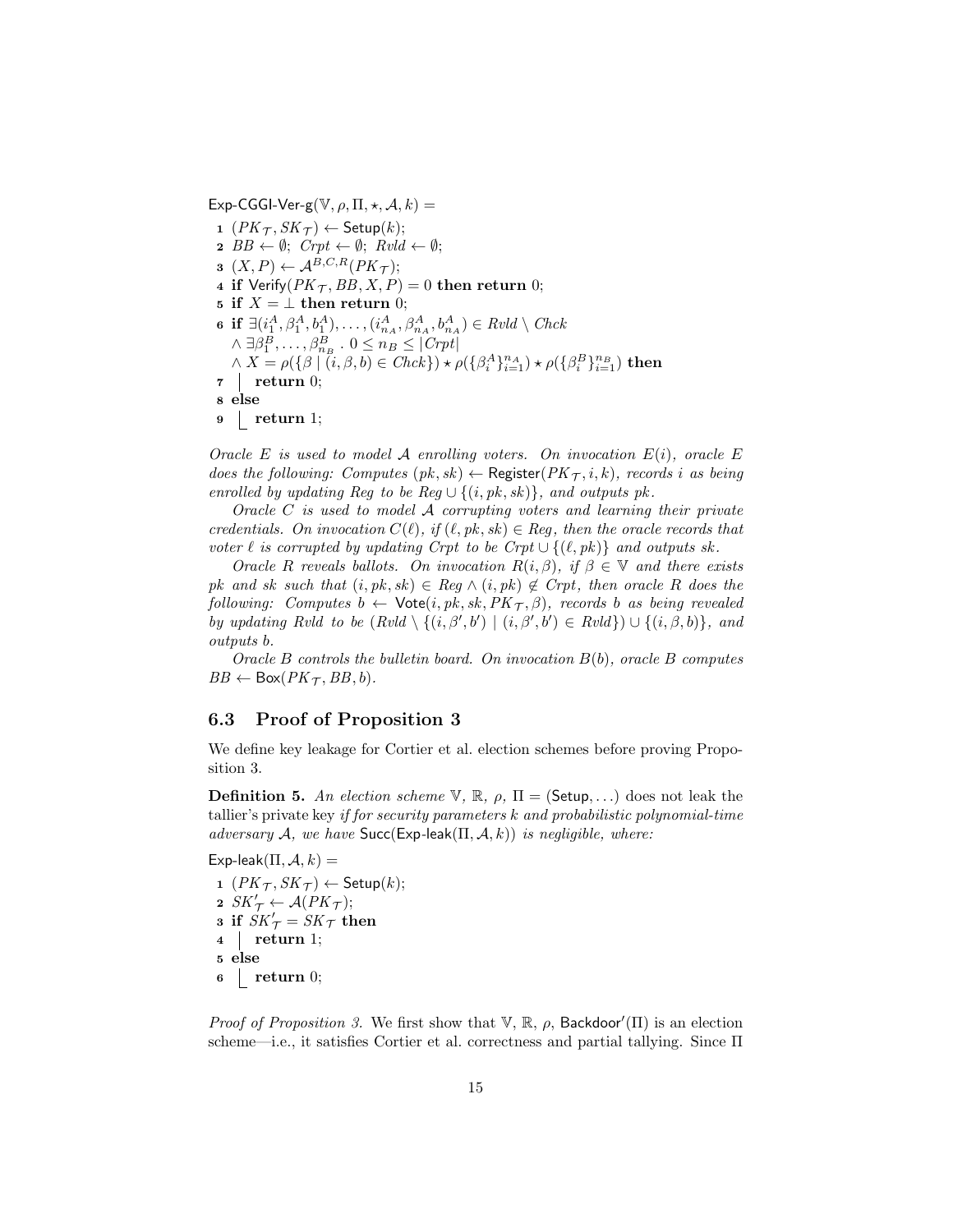$\mathsf{Exp\text{-}CGGI\text{-}Ver\text{-}g}(\mathbb{V}, \rho, \Pi, \star, \mathcal{A}, k) =$

1 $(PK_{\mathcal{T}}, SK_{\mathcal{T}}) \leftarrow \mathsf{Setup}(k)$;
2 $BB \leftarrow \emptyset$; $Crpt \leftarrow \emptyset$; $Rvld \leftarrow \emptyset$;
3 $(X, P) \leftarrow \mathcal{A}^{B,C,R}(PK_{\mathcal{T}})$;
4 **if** $\mathsf{Verify}(PK_{\mathcal{T}}, BB, X, P) = 0$ **then return** 0;
5 **if** $X = \bot$ **then return** 0;
6 **if** $\exists (i_1^A, \beta_1^A, b_1^A), \ldots, (i_{n_A}^A, \beta_{n_A}^A, b_{n_A}^A) \in Rvld \setminus Chck$
  $\wedge\, \exists \beta_1^B, \ldots, \beta_{n_B}^B \,.\, 0 \le n_B \le |Crpt|$
  $\wedge\, X = \rho(\{\beta \mid (i, \beta, b) \in Chck\}) \star \rho(\{\beta_i^A\}_{i=1}^{n_A}) \star \rho(\{\beta_i^B\}_{i=1}^{n_B})$ **then**
7  **return** 0;
8 **else**
9  **return** 1;

*Oracle $E$ is used to model $\mathcal{A}$ enrolling voters. On invocation $E(i)$, oracle $E$ does the following: Computes $(pk, sk) \leftarrow \mathsf{Register}(PK_{\mathcal{T}}, i, k)$, records $i$ as being enrolled by updating $Reg$ to be $Reg \cup \{(i, pk, sk)\}$, and outputs $pk$.*

*Oracle $C$ is used to model $\mathcal{A}$ corrupting voters and learning their private credentials. On invocation $C(\ell)$, if $(\ell, pk, sk) \in Reg$, then the oracle records that voter $\ell$ is corrupted by updating $Crpt$ to be $Crpt \cup \{(\ell, pk)\}$ and outputs $sk$.*

*Oracle $R$ reveals ballots. On invocation $R(i, \beta)$, if $\beta \in \mathbb{V}$ and there exists $pk$ and $sk$ such that $(i, pk, sk) \in Reg \wedge (i, pk) \notin Crpt$, then oracle $R$ does the following: Computes $b \leftarrow \mathsf{Vote}(i, pk, sk, PK_{\mathcal{T}}, \beta)$, records $b$ as being revealed by updating $Rvld$ to be $(Rvld \setminus \{(i, \beta', b') \mid (i, \beta', b') \in Rvld\}) \cup \{(i, \beta, b)\}$, and outputs $b$.*

*Oracle $B$ controls the bulletin board. On invocation $B(b)$, oracle $B$ computes $BB \leftarrow \mathsf{Box}(PK_{\mathcal{T}}, BB, b)$.*

## 6.3 Proof of Proposition 3

We define key leakage for Cortier et al. election schemes before proving Proposition 3.

**Definition 5.** *An election scheme $\mathbb{V}$, $\mathbb{R}$, $\rho$, $\Pi = (\mathsf{Setup}, \ldots)$ does not leak the* tallier's private key *if for security parameters $k$ and probabilistic polynomial-time adversary $\mathcal{A}$, we have $\mathsf{Succ}(\mathsf{Exp\text{-}leak}(\Pi, \mathcal{A}, k))$ is negligible, where:*

$\mathsf{Exp\text{-}leak}(\Pi, \mathcal{A}, k) =$

1 $(PK_{\mathcal{T}}, SK_{\mathcal{T}}) \leftarrow \mathsf{Setup}(k)$;
2 $SK'_{\mathcal{T}} \leftarrow \mathcal{A}(PK_{\mathcal{T}})$;
3 **if** $SK'_{\mathcal{T}} = SK_{\mathcal{T}}$ **then**
4  **return** 1;
5 **else**
6  **return** 0;

*Proof of Proposition 3.* We first show that $\mathbb{V}$, $\mathbb{R}$, $\rho$, $\mathsf{Backdoor'}(\Pi)$ is an election scheme—i.e., it satisfies Cortier et al. correctness and partial tallying. Since $\Pi$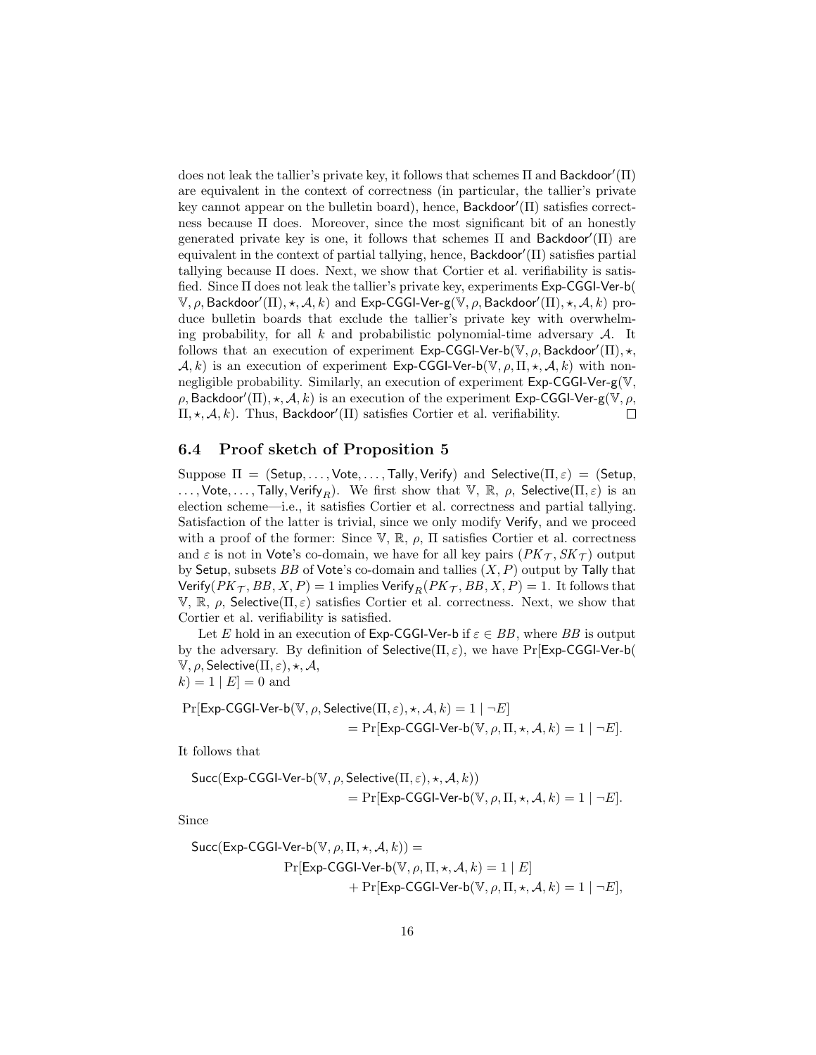does not leak the tallier's private key, it follows that schemes $\Pi$ and $\mathsf{Backdoor'}(\Pi)$ are equivalent in the context of correctness (in particular, the tallier's private key cannot appear on the bulletin board), hence, $\mathsf{Backdoor'}(\Pi)$ satisfies correctness because $\Pi$ does. Moreover, since the most significant bit of an honestly generated private key is one, it follows that schemes $\Pi$ and $\mathsf{Backdoor'}(\Pi)$ are equivalent in the context of partial tallying, hence, $\mathsf{Backdoor'}(\Pi)$ satisfies partial tallying because $\Pi$ does. Next, we show that Cortier et al. verifiability is satisfied. Since $\Pi$ does not leak the tallier's private key, experiments $\mathsf{Exp\text{-}CGGI\text{-}Ver\text{-}b}(\mathbb{V}, \rho, \mathsf{Backdoor'}(\Pi), \star, \mathcal{A}, k)$ and $\mathsf{Exp\text{-}CGGI\text{-}Ver\text{-}g}(\mathbb{V}, \rho, \mathsf{Backdoor'}(\Pi), \star, \mathcal{A}, k)$ produce bulletin boards that exclude the tallier's private key with overwhelming probability, for all $k$ and probabilistic polynomial-time adversary $\mathcal{A}$. It follows that an execution of experiment $\mathsf{Exp\text{-}CGGI\text{-}Ver\text{-}b}(\mathbb{V}, \rho, \mathsf{Backdoor'}(\Pi), \star, \mathcal{A}, k)$ is an execution of experiment $\mathsf{Exp\text{-}CGGI\text{-}Ver\text{-}b}(\mathbb{V}, \rho, \Pi, \star, \mathcal{A}, k)$ with non-negligible probability. Similarly, an execution of experiment $\mathsf{Exp\text{-}CGGI\text{-}Ver\text{-}g}(\mathbb{V}, \rho, \mathsf{Backdoor'}(\Pi), \star, \mathcal{A}, k)$ is an execution of the experiment $\mathsf{Exp\text{-}CGGI\text{-}Ver\text{-}g}(\mathbb{V}, \rho, \Pi, \star, \mathcal{A}, k)$. Thus, $\mathsf{Backdoor'}(\Pi)$ satisfies Cortier et al. verifiability. □

### 6.4 Proof sketch of Proposition 5

Suppose $\Pi = (\mathsf{Setup}, \dots, \mathsf{Vote}, \dots, \mathsf{Tally}, \mathsf{Verify})$ and $\mathsf{Selective}(\Pi, \varepsilon) = (\mathsf{Setup}, \dots, \mathsf{Vote}, \dots, \mathsf{Tally}, \mathsf{Verify}_R)$. We first show that $\mathbb{V}$, $\mathbb{R}$, $\rho$, $\mathsf{Selective}(\Pi, \varepsilon)$ is an election scheme—i.e., it satisfies Cortier et al. correctness and partial tallying. Satisfaction of the latter is trivial, since we only modify $\mathsf{Verify}$, and we proceed with a proof of the former: Since $\mathbb{V}$, $\mathbb{R}$, $\rho$, $\Pi$ satisfies Cortier et al. correctness and $\varepsilon$ is not in $\mathsf{Vote}$'s co-domain, we have for all key pairs $(PK_\mathcal{T}, SK_\mathcal{T})$ output by $\mathsf{Setup}$, subsets $BB$ of $\mathsf{Vote}$'s co-domain and tallies $(X, P)$ output by $\mathsf{Tally}$ that $\mathsf{Verify}(PK_\mathcal{T}, BB, X, P) = 1$ implies $\mathsf{Verify}_R(PK_\mathcal{T}, BB, X, P) = 1$. It follows that $\mathbb{V}$, $\mathbb{R}$, $\rho$, $\mathsf{Selective}(\Pi, \varepsilon)$ satisfies Cortier et al. correctness. Next, we show that Cortier et al. verifiability is satisfied.

Let $E$ hold in an execution of $\mathsf{Exp\text{-}CGGI\text{-}Ver\text{-}b}$ if $\varepsilon \in BB$, where $BB$ is output by the adversary. By definition of $\mathsf{Selective}(\Pi, \varepsilon)$, we have $\Pr[\mathsf{Exp\text{-}CGGI\text{-}Ver\text{-}b}(\mathbb{V}, \rho, \mathsf{Selective}(\Pi, \varepsilon), \star, \mathcal{A}, k) = 1 \mid E] = 0$ and

$$\Pr[\mathsf{Exp\text{-}CGGI\text{-}Ver\text{-}b}(\mathbb{V}, \rho, \mathsf{Selective}(\Pi, \varepsilon), \star, \mathcal{A}, k) = 1 \mid \neg E] = \Pr[\mathsf{Exp\text{-}CGGI\text{-}Ver\text{-}b}(\mathbb{V}, \rho, \Pi, \star, \mathcal{A}, k) = 1 \mid \neg E].$$

It follows that

$$\mathsf{Succ}(\mathsf{Exp\text{-}CGGI\text{-}Ver\text{-}b}(\mathbb{V}, \rho, \mathsf{Selective}(\Pi, \varepsilon), \star, \mathcal{A}, k)) = \Pr[\mathsf{Exp\text{-}CGGI\text{-}Ver\text{-}b}(\mathbb{V}, \rho, \Pi, \star, \mathcal{A}, k) = 1 \mid \neg E].$$

Since

$$\mathsf{Succ}(\mathsf{Exp\text{-}CGGI\text{-}Ver\text{-}b}(\mathbb{V}, \rho, \Pi, \star, \mathcal{A}, k)) = \Pr[\mathsf{Exp\text{-}CGGI\text{-}Ver\text{-}b}(\mathbb{V}, \rho, \Pi, \star, \mathcal{A}, k) = 1 \mid E] + \Pr[\mathsf{Exp\text{-}CGGI\text{-}Ver\text{-}b}(\mathbb{V}, \rho, \Pi, \star, \mathcal{A}, k) = 1 \mid \neg E],$$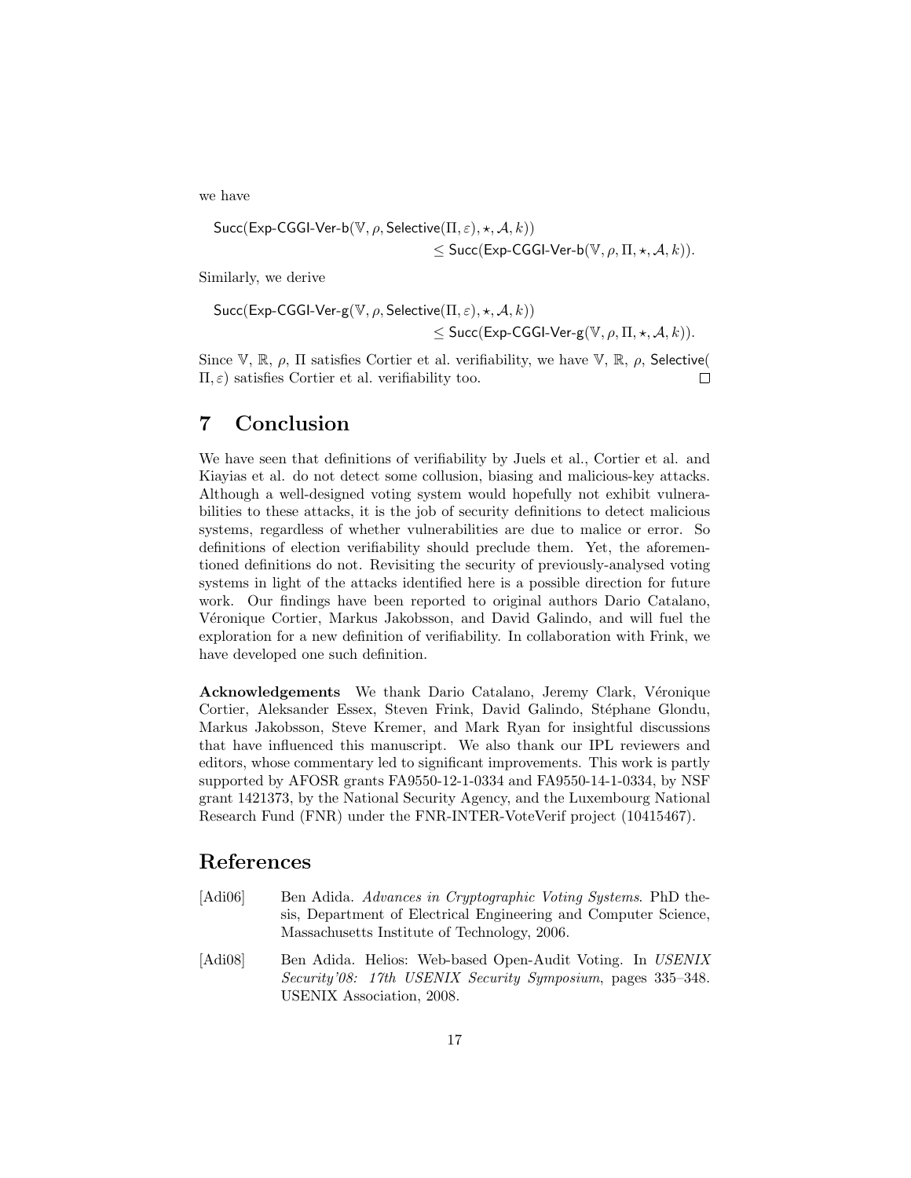we have

$$\begin{aligned}&\mathsf{Succ}(\mathsf{Exp\text{-}CGGI\text{-}Ver\text{-}b}(\mathbb{V}, \rho, \mathsf{Selective}(\Pi, \varepsilon), \star, \mathcal{A}, k)) \\ &\qquad\qquad\qquad\qquad \leq \mathsf{Succ}(\mathsf{Exp\text{-}CGGI\text{-}Ver\text{-}b}(\mathbb{V}, \rho, \Pi, \star, \mathcal{A}, k)).\end{aligned}$$

Similarly, we derive

$$\begin{aligned}&\mathsf{Succ}(\mathsf{Exp\text{-}CGGI\text{-}Ver\text{-}g}(\mathbb{V}, \rho, \mathsf{Selective}(\Pi, \varepsilon), \star, \mathcal{A}, k)) \\ &\qquad\qquad\qquad\qquad \leq \mathsf{Succ}(\mathsf{Exp\text{-}CGGI\text{-}Ver\text{-}g}(\mathbb{V}, \rho, \Pi, \star, \mathcal{A}, k)).\end{aligned}$$

Since $\mathbb{V}$, $\mathbb{R}$, $\rho$, $\Pi$ satisfies Cortier et al. verifiability, we have $\mathbb{V}$, $\mathbb{R}$, $\rho$, $\mathsf{Selective}(\Pi, \varepsilon)$ satisfies Cortier et al. verifiability too. □

## 7 Conclusion

We have seen that definitions of verifiability by Juels et al., Cortier et al. and Kiayias et al. do not detect some collusion, biasing and malicious-key attacks. Although a well-designed voting system would hopefully not exhibit vulnerabilities to these attacks, it is the job of security definitions to detect malicious systems, regardless of whether vulnerabilities are due to malice or error. So definitions of election verifiability should preclude them. Yet, the aforementioned definitions do not. Revisiting the security of previously-analysed voting systems in light of the attacks identified here is a possible direction for future work. Our findings have been reported to original authors Dario Catalano, Véronique Cortier, Markus Jakobsson, and David Galindo, and will fuel the exploration for a new definition of verifiability. In collaboration with Frink, we have developed one such definition.

**Acknowledgements** We thank Dario Catalano, Jeremy Clark, Véronique Cortier, Aleksander Essex, Steven Frink, David Galindo, Stéphane Glondu, Markus Jakobsson, Steve Kremer, and Mark Ryan for insightful discussions that have influenced this manuscript. We also thank our IPL reviewers and editors, whose commentary led to significant improvements. This work is partly supported by AFOSR grants FA9550-12-1-0334 and FA9550-14-1-0334, by NSF grant 1421373, by the National Security Agency, and the Luxembourg National Research Fund (FNR) under the FNR-INTER-VoteVerif project (10415467).

## References

[Adi06] Ben Adida. *Advances in Cryptographic Voting Systems*. PhD thesis, Department of Electrical Engineering and Computer Science, Massachusetts Institute of Technology, 2006.

[Adi08] Ben Adida. Helios: Web-based Open-Audit Voting. In *USENIX Security'08: 17th USENIX Security Symposium*, pages 335–348. USENIX Association, 2008.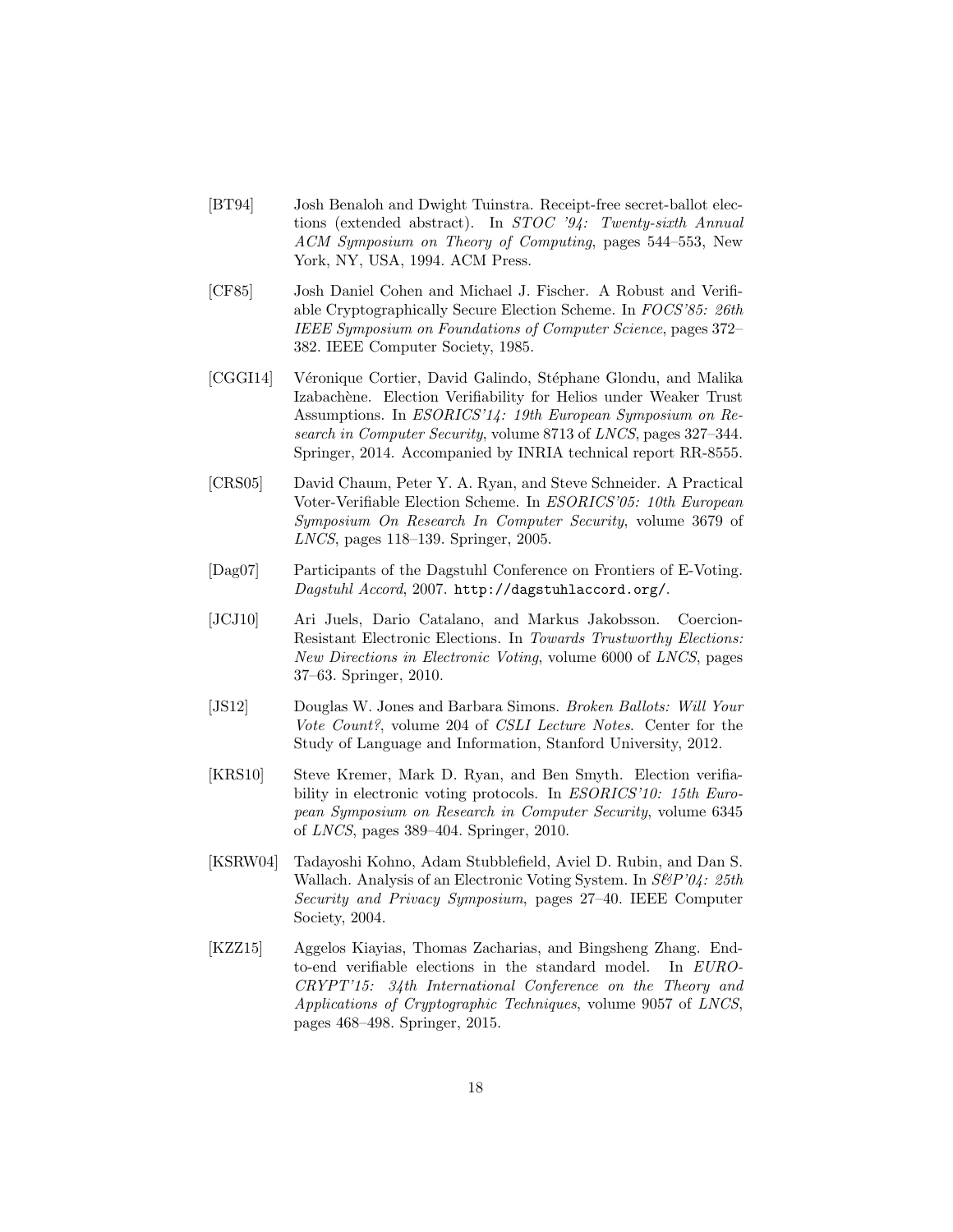[BT94] Josh Benaloh and Dwight Tuinstra. Receipt-free secret-ballot elections (extended abstract). In *STOC '94: Twenty-sixth Annual ACM Symposium on Theory of Computing*, pages 544–553, New York, NY, USA, 1994. ACM Press.

[CF85] Josh Daniel Cohen and Michael J. Fischer. A Robust and Verifiable Cryptographically Secure Election Scheme. In *FOCS'85: 26th IEEE Symposium on Foundations of Computer Science*, pages 372–382. IEEE Computer Society, 1985.

[CGGI14] Véronique Cortier, David Galindo, Stéphane Glondu, and Malika Izabachène. Election Verifiability for Helios under Weaker Trust Assumptions. In *ESORICS'14: 19th European Symposium on Research in Computer Security*, volume 8713 of *LNCS*, pages 327–344. Springer, 2014. Accompanied by INRIA technical report RR-8555.

[CRS05] David Chaum, Peter Y. A. Ryan, and Steve Schneider. A Practical Voter-Verifiable Election Scheme. In *ESORICS'05: 10th European Symposium On Research In Computer Security*, volume 3679 of *LNCS*, pages 118–139. Springer, 2005.

[Dag07] Participants of the Dagstuhl Conference on Frontiers of E-Voting. *Dagstuhl Accord*, 2007. `http://dagstuhlaccord.org/`.

[JCJ10] Ari Juels, Dario Catalano, and Markus Jakobsson. Coercion-Resistant Electronic Elections. In *Towards Trustworthy Elections: New Directions in Electronic Voting*, volume 6000 of *LNCS*, pages 37–63. Springer, 2010.

[JS12] Douglas W. Jones and Barbara Simons. *Broken Ballots: Will Your Vote Count?*, volume 204 of *CSLI Lecture Notes*. Center for the Study of Language and Information, Stanford University, 2012.

[KRS10] Steve Kremer, Mark D. Ryan, and Ben Smyth. Election verifiability in electronic voting protocols. In *ESORICS'10: 15th European Symposium on Research in Computer Security*, volume 6345 of *LNCS*, pages 389–404. Springer, 2010.

[KSRW04] Tadayoshi Kohno, Adam Stubblefield, Aviel D. Rubin, and Dan S. Wallach. Analysis of an Electronic Voting System. In *S&P'04: 25th Security and Privacy Symposium*, pages 27–40. IEEE Computer Society, 2004.

[KZZ15] Aggelos Kiayias, Thomas Zacharias, and Bingsheng Zhang. End-to-end verifiable elections in the standard model. In *EUROCRYPT'15: 34th International Conference on the Theory and Applications of Cryptographic Techniques*, volume 9057 of *LNCS*, pages 468–498. Springer, 2015.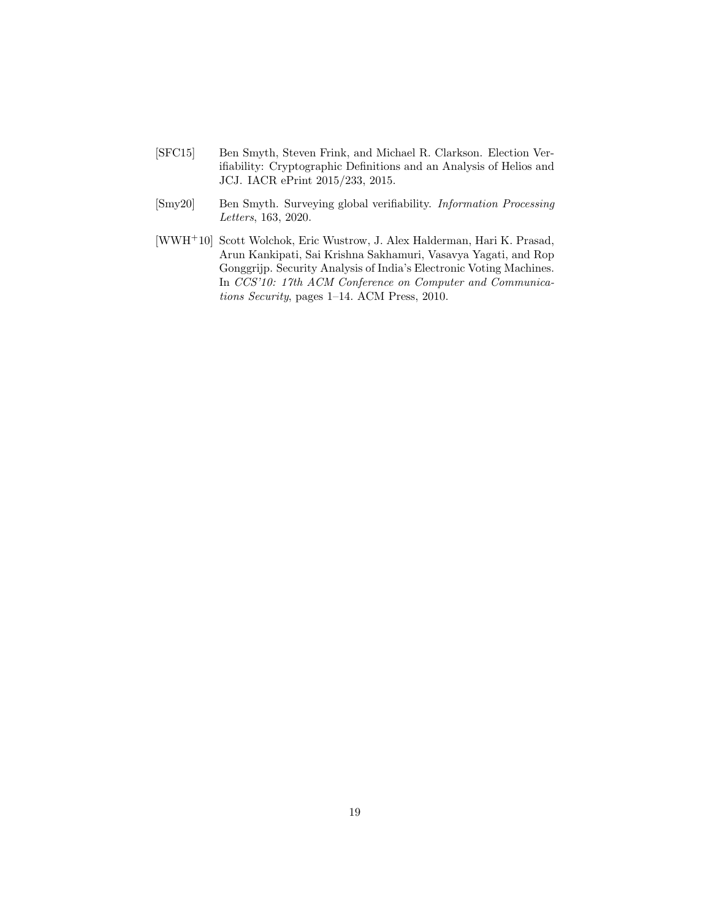[SFC15] Ben Smyth, Steven Frink, and Michael R. Clarkson. Election Verifiability: Cryptographic Definitions and an Analysis of Helios and JCJ. IACR ePrint 2015/233, 2015.

[Smy20] Ben Smyth. Surveying global verifiability. *Information Processing Letters*, 163, 2020.

[WWH+10] Scott Wolchok, Eric Wustrow, J. Alex Halderman, Hari K. Prasad, Arun Kankipati, Sai Krishna Sakhamuri, Vasavya Yagati, and Rop Gonggrijp. Security Analysis of India's Electronic Voting Machines. In *CCS'10: 17th ACM Conference on Computer and Communications Security*, pages 1–14. ACM Press, 2010.